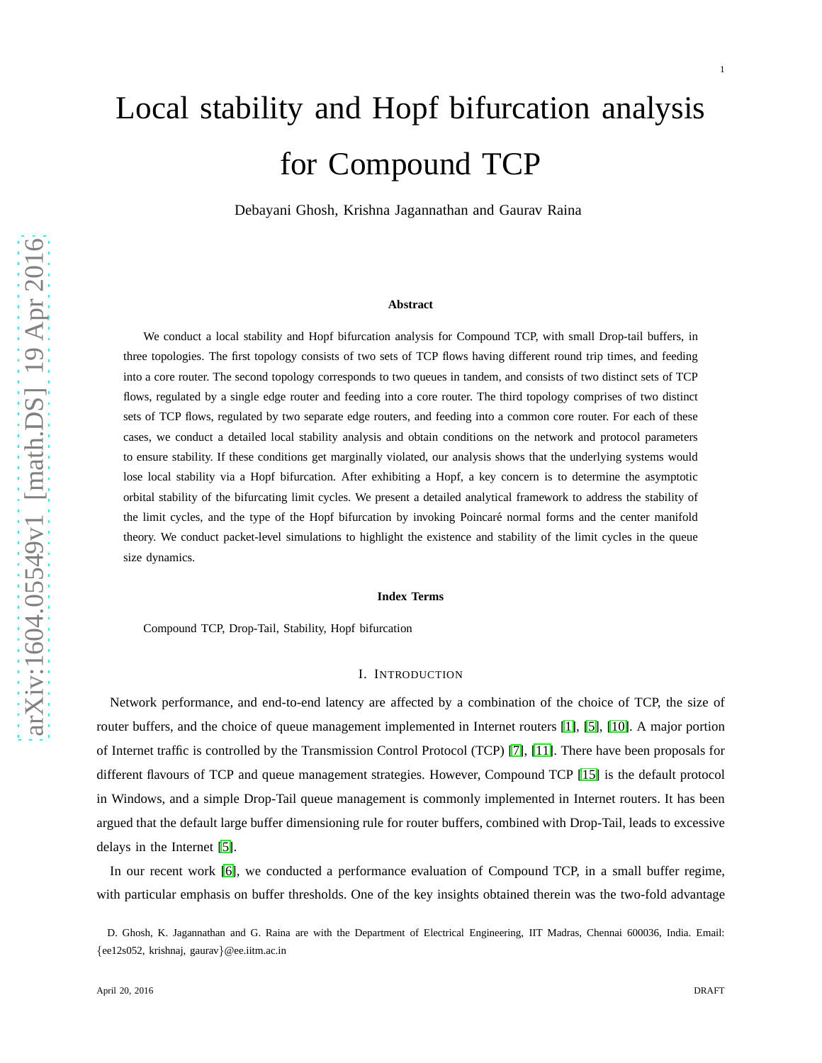# Local stability and Hopf bifurcation analysis for Compound TCP

Debayani Ghosh, Krishna Jagannathan and Gaurav Raina

### Abstract

We conduct a local stability and Hopf bifurcation analysis for Compound TCP, with small Drop-tail buffers, in three topologies. The first topology consists of two sets of TCP flows having different round trip times, and feeding into a core router. The second topology corresponds to two queues in tandem, and consists of two distinct sets of TCP flows, regulated by a single edge router and feeding into a core router. The third topology comprises of two distinct sets of TCP flows, regulated by two separate edge routers, and feeding into a common core router. For each of these cases, we conduct a detailed local stability analysis and obtain conditions on the network and protocol parameters to ensure stability. If these conditions get marginally violated, our analysis shows that the underlying systems would lose local stability via a Hopf bifurcation. After exhibiting a Hopf, a key concern is to determine the asymptotic orbital stability of the bifurcating limit cycles. We present a detailed analytical framework to address the stability of the limit cycles, and the type of the Hopf bifurcation by invoking Poincaré normal forms and the center manifold theory. We conduct packet-level simulations to highlight the existence and stability of the limit cycles in the queue size dynamics.

### Index Terms

Compound TCP, Drop-Tail, Stability, Hopf bifurcation

## I. Introduction

Network performance, and end-to-end latency are affected by a combination of the choice of TCP, the size of router buffers, and the choice of queue management implemented in Internet routers [1], [5], [10]. A major portion of Internet traffic is controlled by the Transmission Control Protocol (TCP) [7], [11]. There have been proposals for different flavours of TCP and queue management strategies. However, Compound TCP [15] is the default protocol in Windows, and a simple Drop-Tail queue management is commonly implemented in Internet routers. It has been argued that the default large buffer dimensioning rule for router buffers, combined with Drop-Tail, leads to excessive delays in the Internet [5].

In our recent work [6], we conducted a performance evaluation of Compound TCP, in a small buffer regime, with particular emphasis on buffer thresholds. One of the key insights obtained therein was the two-fold advantage

D. Ghosh, K. Jagannathan and G. Raina are with the Department of Electrical Engineering, IIT Madras, Chennai 600036, India. Email: {ee12s052, krishnaj, gaurav}@ee.iitm.ac.in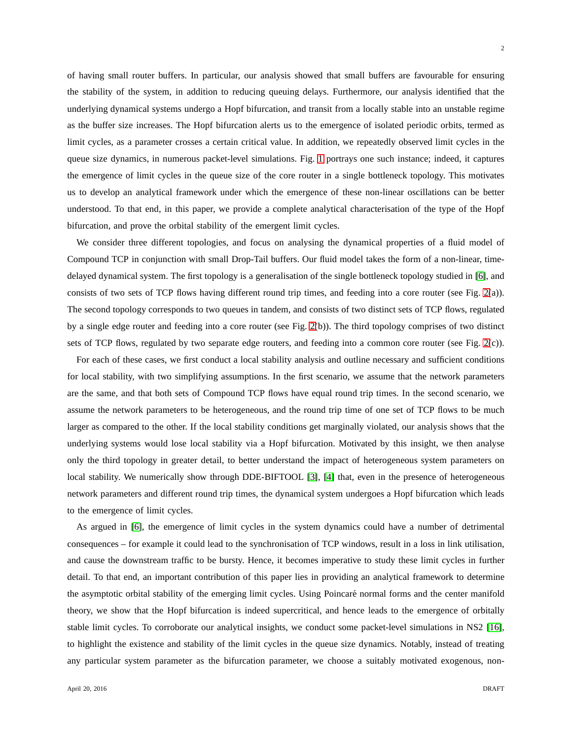of having small router buffers. In particular, our analysis showed that small buffers are favourable for ensuring the stability of the system, in addition to reducing queuing delays. Furthermore, our analysis identified that the underlying dynamical systems undergo a Hopf bifurcation, and transit from a locally stable into an unstable regime as the buffer size increases. The Hopf bifurcation alerts us to the emergence of isolated periodic orbits, termed as limit cycles, as a parameter crosses a certain critical value. In addition, we repeatedly observed limit cycles in the queue size dynamics, in numerous packet-level simulations. Fig. 1 portrays one such instance; indeed, it captures the emergence of limit cycles in the queue size of the core router in a single bottleneck topology. This motivates us to develop an analytical framework under which the emergence of these non-linear oscillations can be better understood. To that end, in this paper, we provide a complete analytical characterisation of the type of the Hopf bifurcation, and prove the orbital stability of the emergent limit cycles.

We consider three different topologies, and focus on analysing the dynamical properties of a fluid model of Compound TCP in conjunction with small Drop-Tail buffers. Our fluid model takes the form of a non-linear, time-delayed dynamical system. The first topology is a generalisation of the single bottleneck topology studied in [6], and consists of two sets of TCP flows having different round trip times, and feeding into a core router (see Fig. 2(a)). The second topology corresponds to two queues in tandem, and consists of two distinct sets of TCP flows, regulated by a single edge router and feeding into a core router (see Fig. 2(b)). The third topology comprises of two distinct sets of TCP flows, regulated by two separate edge routers, and feeding into a common core router (see Fig. 2(c)).

For each of these cases, we first conduct a local stability analysis and outline necessary and sufficient conditions for local stability, with two simplifying assumptions. In the first scenario, we assume that the network parameters are the same, and that both sets of Compound TCP flows have equal round trip times. In the second scenario, we assume the network parameters to be heterogeneous, and the round trip time of one set of TCP flows to be much larger as compared to the other. If the local stability conditions get marginally violated, our analysis shows that the underlying systems would lose local stability via a Hopf bifurcation. Motivated by this insight, we then analyse only the third topology in greater detail, to better understand the impact of heterogeneous system parameters on local stability. We numerically show through DDE-BIFTOOL [3], [4] that, even in the presence of heterogeneous network parameters and different round trip times, the dynamical system undergoes a Hopf bifurcation which leads to the emergence of limit cycles.

As argued in [6], the emergence of limit cycles in the system dynamics could have a number of detrimental consequences – for example it could lead to the synchronisation of TCP windows, result in a loss in link utilisation, and cause the downstream traffic to be bursty. Hence, it becomes imperative to study these limit cycles in further detail. To that end, an important contribution of this paper lies in providing an analytical framework to determine the asymptotic orbital stability of the emerging limit cycles. Using Poincaré normal forms and the center manifold theory, we show that the Hopf bifurcation is indeed supercritical, and hence leads to the emergence of orbitally stable limit cycles. To corroborate our analytical insights, we conduct some packet-level simulations in NS2 [16], to highlight the existence and stability of the limit cycles in the queue size dynamics. Notably, instead of treating any particular system parameter as the bifurcation parameter, we choose a suitably motivated exogenous, non-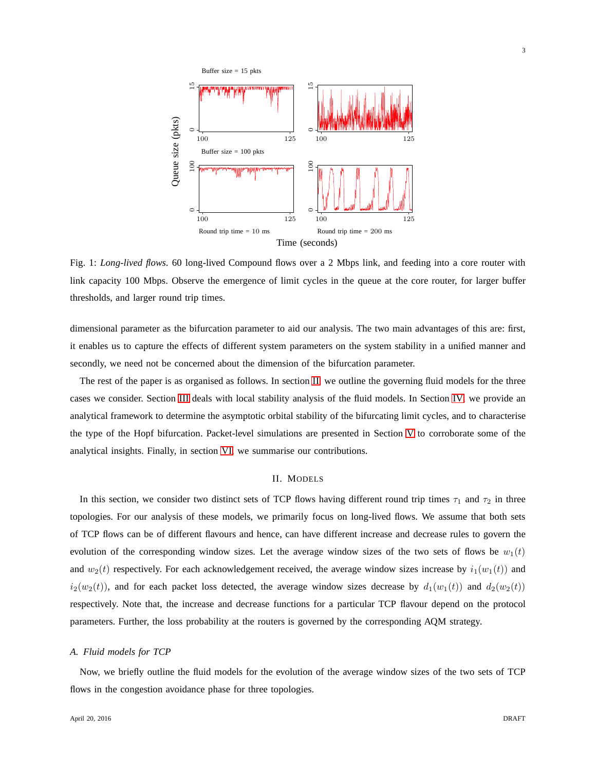Fig. 1: *Long-lived flows*. 60 long-lived Compound flows over a 2 Mbps link, and feeding into a core router with link capacity 100 Mbps. Observe the emergence of limit cycles in the queue at the core router, for larger buffer thresholds, and larger round trip times.

dimensional parameter as the bifurcation parameter to aid our analysis. The two main advantages of this are: first, it enables us to capture the effects of different system parameters on the system stability in a unified manner and secondly, we need not be concerned about the dimension of the bifurcation parameter.

The rest of the paper is as organised as follows. In section II, we outline the governing fluid models for the three cases we consider. Section III deals with local stability analysis of the fluid models. In Section IV, we provide an analytical framework to determine the asymptotic orbital stability of the bifurcating limit cycles, and to characterise the type of the Hopf bifurcation. Packet-level simulations are presented in Section V to corroborate some of the analytical insights. Finally, in section VI, we summarise our contributions.

## II. Models

In this section, we consider two distinct sets of TCP flows having different round trip times $\tau_1$ and $\tau_2$ in three topologies. For our analysis of these models, we primarily focus on long-lived flows. We assume that both sets of TCP flows can be of different flavours and hence, can have different increase and decrease rules to govern the evolution of the corresponding window sizes. Let the average window sizes of the two sets of flows be $w_1(t)$ and $w_2(t)$ respectively. For each acknowledgement received, the average window sizes increase by $i_1(w_1(t))$ and $i_2(w_2(t))$, and for each packet loss detected, the average window sizes decrease by $d_1(w_1(t))$ and $d_2(w_2(t))$ respectively. Note that, the increase and decrease functions for a particular TCP flavour depend on the protocol parameters. Further, the loss probability at the routers is governed by the corresponding AQM strategy.

### A. Fluid models for TCP

Now, we briefly outline the fluid models for the evolution of the average window sizes of the two sets of TCP flows in the congestion avoidance phase for three topologies.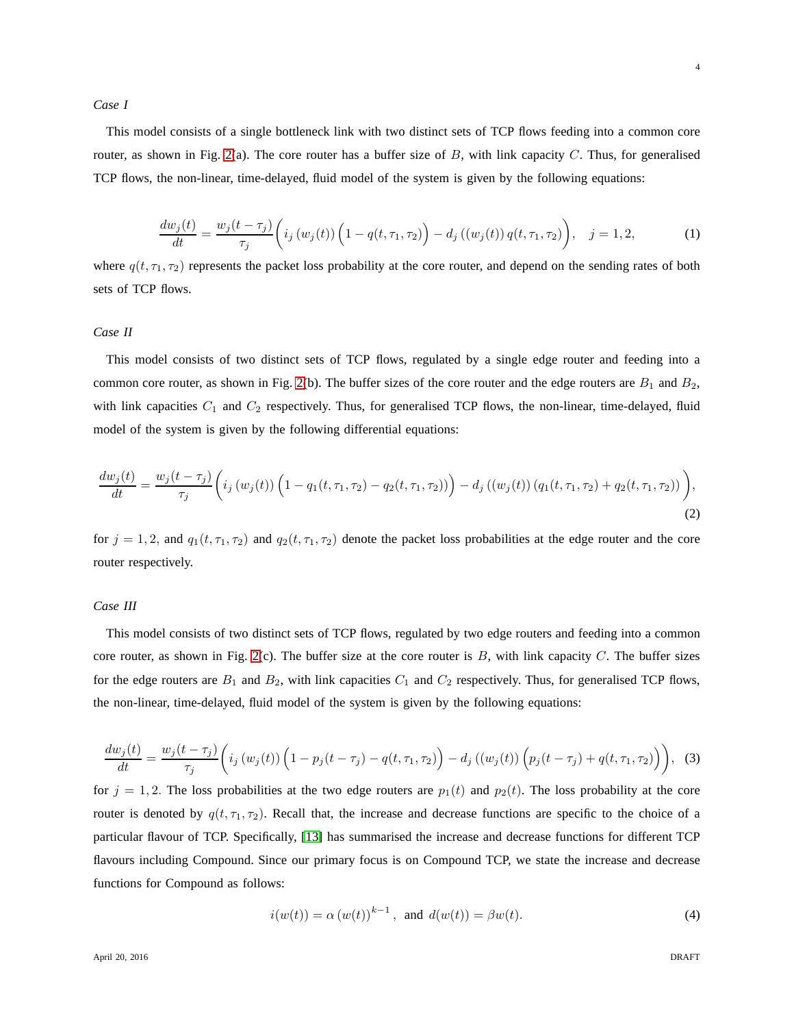*Case I*

This model consists of a single bottleneck link with two distinct sets of TCP flows feeding into a common core router, as shown in Fig. 2(a). The core router has a buffer size of $B$, with link capacity $C$. Thus, for generalised TCP flows, the non-linear, time-delayed, fluid model of the system is given by the following equations:

$$\frac{dw_j(t)}{dt} = \frac{w_j(t-\tau_j)}{\tau_j}\Big(i_j\left(w_j(t)\right)\Big(1-q(t,\tau_1,\tau_2)\Big) - d_j\left(\left(w_j(t)\right)q(t,\tau_1,\tau_2)\right)\Big), \quad j = 1,2, \tag{1}$$

where $q(t,\tau_1,\tau_2)$ represents the packet loss probability at the core router, and depend on the sending rates of both sets of TCP flows.

*Case II*

This model consists of two distinct sets of TCP flows, regulated by a single edge router and feeding into a common core router, as shown in Fig. 2(b). The buffer sizes of the core router and the edge routers are $B_1$ and $B_2$, with link capacities $C_1$ and $C_2$ respectively. Thus, for generalised TCP flows, the non-linear, time-delayed, fluid model of the system is given by the following differential equations:

$$\frac{dw_j(t)}{dt} = \frac{w_j(t-\tau_j)}{\tau_j}\bigg(i_j\left(w_j(t)\right)\Big(1-q_1(t,\tau_1,\tau_2)-q_2(t,\tau_1,\tau_2)\Big) - d_j\left(\left(w_j(t)\right)\left(q_1(t,\tau_1,\tau_2)+q_2(t,\tau_1,\tau_2)\right)\right)\bigg), \tag{2}$$

for $j = 1,2,$ and $q_1(t,\tau_1,\tau_2)$ and $q_2(t,\tau_1,\tau_2)$ denote the packet loss probabilities at the edge router and the core router respectively.

*Case III*

This model consists of two distinct sets of TCP flows, regulated by two edge routers and feeding into a common core router, as shown in Fig. 2(c). The buffer size at the core router is $B$, with link capacity $C$. The buffer sizes for the edge routers are $B_1$ and $B_2$, with link capacities $C_1$ and $C_2$ respectively. Thus, for generalised TCP flows, the non-linear, time-delayed, fluid model of the system is given by the following equations:

$$\frac{dw_j(t)}{dt} = \frac{w_j(t-\tau_j)}{\tau_j}\bigg(i_j\left(w_j(t)\right)\Big(1-p_j(t-\tau_j)-q(t,\tau_1,\tau_2)\Big) - d_j\left(\left(w_j(t)\right)\Big(p_j(t-\tau_j)+q(t,\tau_1,\tau_2)\Big)\right)\bigg), \tag{3}$$

for $j = 1,2$. The loss probabilities at the two edge routers are $p_1(t)$ and $p_2(t)$. The loss probability at the core router is denoted by $q(t,\tau_1,\tau_2)$. Recall that, the increase and decrease functions are specific to the choice of a particular flavour of TCP. Specifically, [13] has summarised the increase and decrease functions for different TCP flavours including Compound. Since our primary focus is on Compound TCP, we state the increase and decrease functions for Compound as follows:

$$i(w(t)) = \alpha\left(w(t)\right)^{k-1}, \text{ and } d(w(t)) = \beta w(t). \tag{4}$$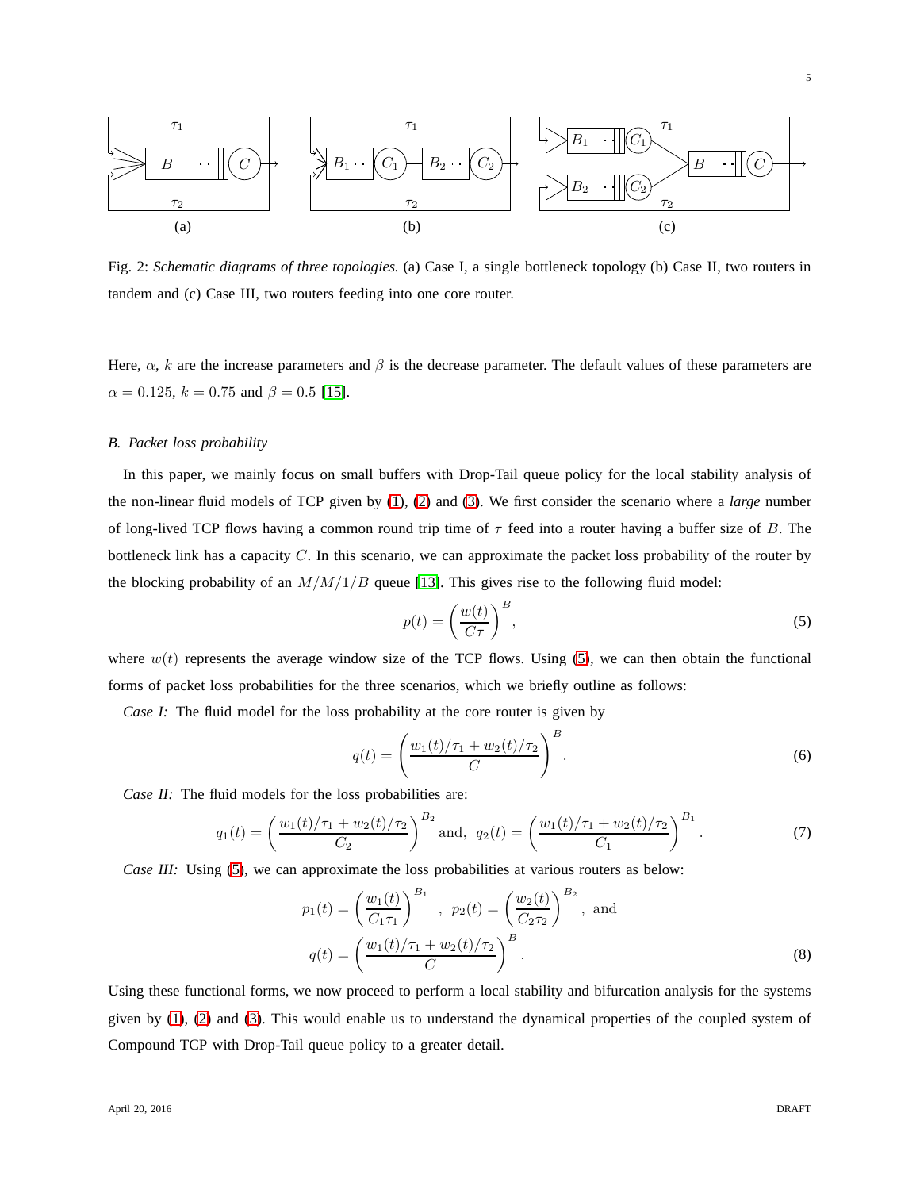Fig. 2: *Schematic diagrams of three topologies.* (a) Case I, a single bottleneck topology (b) Case II, two routers in tandem and (c) Case III, two routers feeding into one core router.

Here, $\alpha$, $k$ are the increase parameters and $\beta$ is the decrease parameter. The default values of these parameters are $\alpha = 0.125$, $k = 0.75$ and $\beta = 0.5$ [15].

### B. Packet loss probability

In this paper, we mainly focus on small buffers with Drop-Tail queue policy for the local stability analysis of the non-linear fluid models of TCP given by (1), (2) and (3). We first consider the scenario where a *large* number of long-lived TCP flows having a common round trip time of $\tau$ feed into a router having a buffer size of $B$. The bottleneck link has a capacity $C$. In this scenario, we can approximate the packet loss probability of the router by the blocking probability of an $M/M/1/B$ queue [13]. This gives rise to the following fluid model:

$$p(t) = \left(\frac{w(t)}{C\tau}\right)^B, \tag{5}$$

where $w(t)$ represents the average window size of the TCP flows. Using (5), we can then obtain the functional forms of packet loss probabilities for the three scenarios, which we briefly outline as follows:

*Case I:* The fluid model for the loss probability at the core router is given by

$$q(t) = \left(\frac{w_1(t)/\tau_1 + w_2(t)/\tau_2}{C}\right)^B. \tag{6}$$

*Case II:* The fluid models for the loss probabilities are:

$$q_1(t) = \left(\frac{w_1(t)/\tau_1 + w_2(t)/\tau_2}{C_2}\right)^{B_2} \text{and,}\;\; q_2(t) = \left(\frac{w_1(t)/\tau_1 + w_2(t)/\tau_2}{C_1}\right)^{B_1}. \tag{7}$$

*Case III:* Using (5), we can approximate the loss probabilities at various routers as below:

$$p_1(t) = \left(\frac{w_1(t)}{C_1\tau_1}\right)^{B_1}, \;\; p_2(t) = \left(\frac{w_2(t)}{C_2\tau_2}\right)^{B_2}, \text{ and}$$

$$q(t) = \left(\frac{w_1(t)/\tau_1 + w_2(t)/\tau_2}{C}\right)^B. \tag{8}$$

Using these functional forms, we now proceed to perform a local stability and bifurcation analysis for the systems given by (1), (2) and (3). This would enable us to understand the dynamical properties of the coupled system of Compound TCP with Drop-Tail queue policy to a greater detail.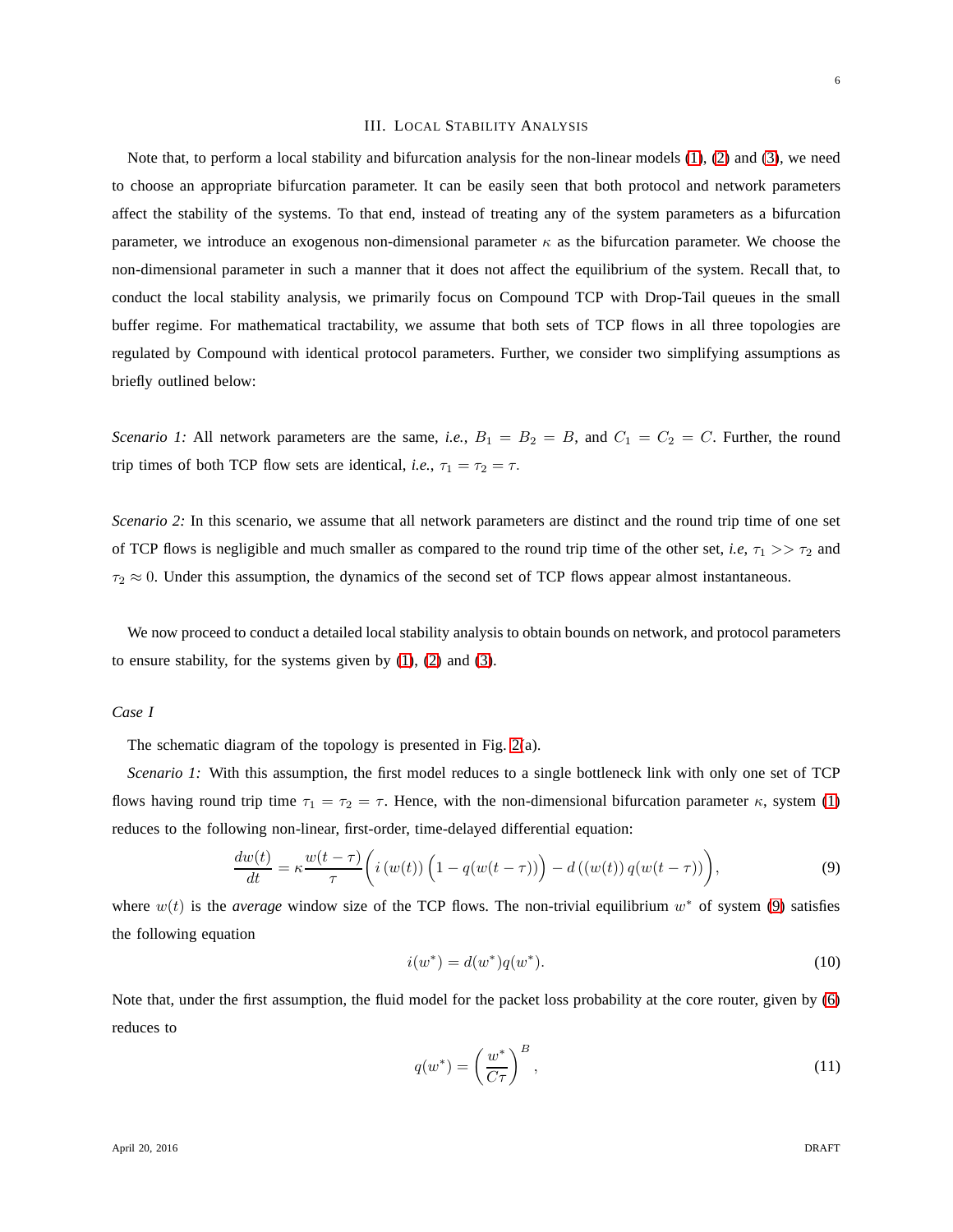## III. Local Stability Analysis

Note that, to perform a local stability and bifurcation analysis for the non-linear models (1), (2) and (3), we need to choose an appropriate bifurcation parameter. It can be easily seen that both protocol and network parameters affect the stability of the systems. To that end, instead of treating any of the system parameters as a bifurcation parameter, we introduce an exogenous non-dimensional parameter $\kappa$ as the bifurcation parameter. We choose the non-dimensional parameter in such a manner that it does not affect the equilibrium of the system. Recall that, to conduct the local stability analysis, we primarily focus on Compound TCP with Drop-Tail queues in the small buffer regime. For mathematical tractability, we assume that both sets of TCP flows in all three topologies are regulated by Compound with identical protocol parameters. Further, we consider two simplifying assumptions as briefly outlined below:

*Scenario 1:* All network parameters are the same, *i.e.*, $B_1 = B_2 = B$, and $C_1 = C_2 = C$. Further, the round trip times of both TCP flow sets are identical, *i.e.*, $\tau_1 = \tau_2 = \tau$.

*Scenario 2:* In this scenario, we assume that all network parameters are distinct and the round trip time of one set of TCP flows is negligible and much smaller as compared to the round trip time of the other set, *i.e*, $\tau_1 >> \tau_2$ and $\tau_2 \approx 0$. Under this assumption, the dynamics of the second set of TCP flows appear almost instantaneous.

We now proceed to conduct a detailed local stability analysis to obtain bounds on network, and protocol parameters to ensure stability, for the systems given by (1), (2) and (3).

*Case I*

The schematic diagram of the topology is presented in Fig. 2(a).

*Scenario 1:* With this assumption, the first model reduces to a single bottleneck link with only one set of TCP flows having round trip time $\tau_1 = \tau_2 = \tau$. Hence, with the non-dimensional bifurcation parameter $\kappa$, system (1) reduces to the following non-linear, first-order, time-delayed differential equation:

$$\frac{dw(t)}{dt} = \kappa \frac{w(t-\tau)}{\tau} \Big( i\left(w(t)\right) \Big(1 - q(w(t-\tau))\Big) - d\left(\left(w(t)\right) q(w(t-\tau))\right) \Big), \tag{9}$$

where $w(t)$ is the *average* window size of the TCP flows. The non-trivial equilibrium $w^*$ of system (9) satisfies the following equation

$$i(w^*) = d(w^*)q(w^*). \tag{10}$$

Note that, under the first assumption, the fluid model for the packet loss probability at the core router, given by (6) reduces to

$$q(w^*) = \left(\frac{w^*}{C\tau}\right)^B, \tag{11}$$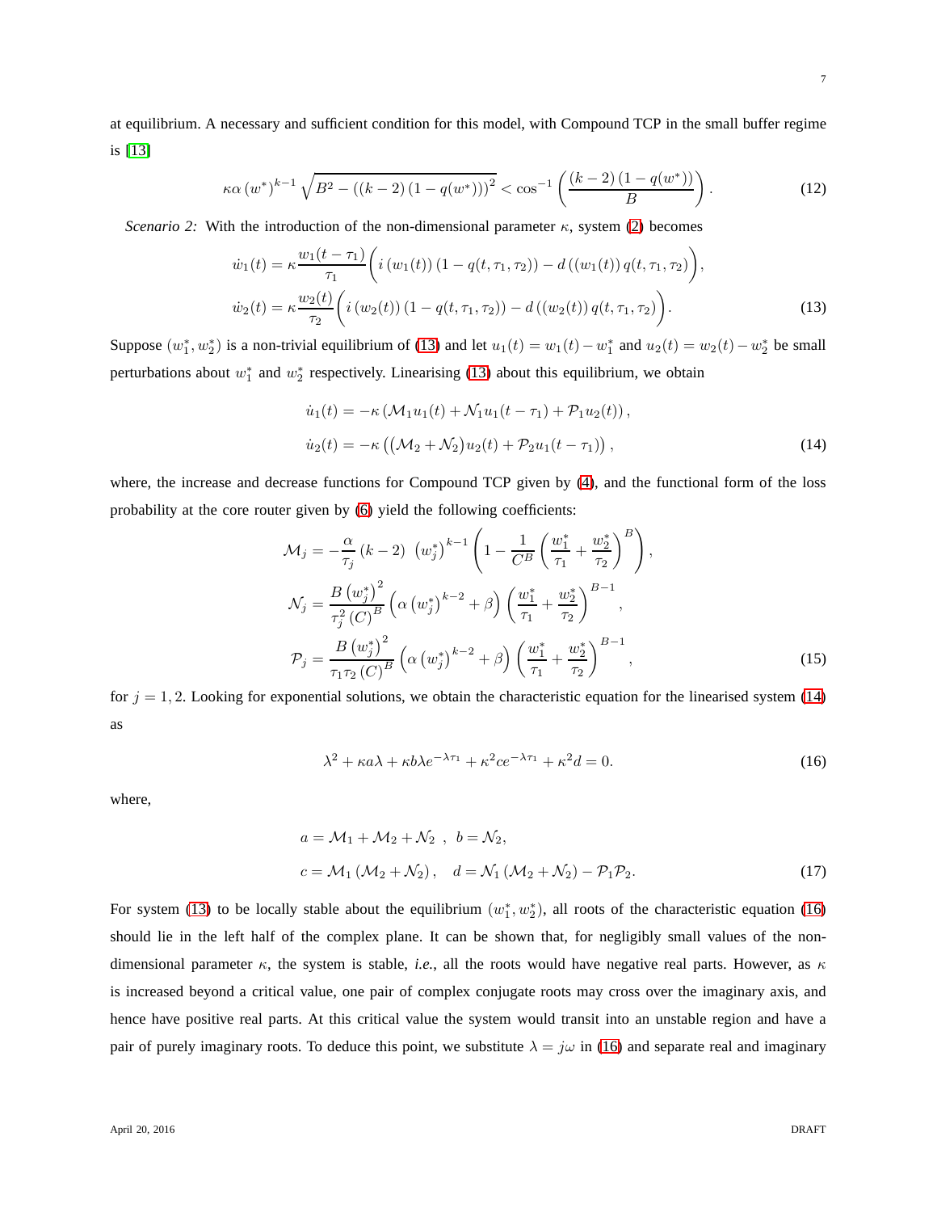at equilibrium. A necessary and sufficient condition for this model, with Compound TCP in the small buffer regime is [13]

$$\kappa\alpha\left(w^*\right)^{k-1}\sqrt{B^2-\left(\left(k-2\right)\left(1-q(w^*)\right)\right)^2} < \cos^{-1}\left(\frac{\left(k-2\right)\left(1-q(w^*)\right)}{B}\right). \tag{12}$$

*Scenario 2:* With the introduction of the non-dimensional parameter $\kappa$, system (2) becomes

$$\begin{aligned}
\dot{w}_1(t) &= \kappa\frac{w_1(t-\tau_1)}{\tau_1}\bigg(i\left(w_1(t)\right)\left(1-q(t,\tau_1,\tau_2)\right)-d\left(\left(w_1(t)\right)q(t,\tau_1,\tau_2)\right)\bigg),\\
\dot{w}_2(t) &= \kappa\frac{w_2(t)}{\tau_2}\bigg(i\left(w_2(t)\right)\left(1-q(t,\tau_1,\tau_2)\right)-d\left(\left(w_2(t)\right)q(t,\tau_1,\tau_2)\right)\bigg).
\end{aligned} \tag{13}$$

Suppose $(w_1^*, w_2^*)$ is a non-trivial equilibrium of (13) and let $u_1(t) = w_1(t) - w_1^*$ and $u_2(t) = w_2(t) - w_2^*$ be small perturbations about $w_1^*$ and $w_2^*$ respectively. Linearising (13) about this equilibrium, we obtain

$$\begin{aligned}
\dot{u}_1(t) &= -\kappa\left(\mathcal{M}_1 u_1(t) + \mathcal{N}_1 u_1(t-\tau_1) + \mathcal{P}_1 u_2(t)\right),\\
\dot{u}_2(t) &= -\kappa\left(\left(\mathcal{M}_2 + \mathcal{N}_2\right)u_2(t) + \mathcal{P}_2 u_1(t-\tau_1)\right),
\end{aligned} \tag{14}$$

where, the increase and decrease functions for Compound TCP given by (4), and the functional form of the loss probability at the core router given by (6) yield the following coefficients:

$$\begin{aligned}
\mathcal{M}_j &= -\frac{\alpha}{\tau_j}\left(k-2\right)\ \left(w_j^*\right)^{k-1}\left(1-\frac{1}{C^B}\left(\frac{w_1^*}{\tau_1}+\frac{w_2^*}{\tau_2}\right)^B\right),\\
\mathcal{N}_j &= \frac{B\left(w_j^*\right)^2}{\tau_j^2\left(C\right)^B}\left(\alpha\left(w_j^*\right)^{k-2}+\beta\right)\left(\frac{w_1^*}{\tau_1}+\frac{w_2^*}{\tau_2}\right)^{B-1},\\
\mathcal{P}_j &= \frac{B\left(w_j^*\right)^2}{\tau_1\tau_2\left(C\right)^B}\left(\alpha\left(w_j^*\right)^{k-2}+\beta\right)\left(\frac{w_1^*}{\tau_1}+\frac{w_2^*}{\tau_2}\right)^{B-1},
\end{aligned} \tag{15}$$

for $j = 1, 2$. Looking for exponential solutions, we obtain the characteristic equation for the linearised system (14) as

$$\lambda^2 + \kappa a\lambda + \kappa b\lambda e^{-\lambda\tau_1} + \kappa^2 c e^{-\lambda\tau_1} + \kappa^2 d = 0. \tag{16}$$

where,

$$\begin{aligned}
a &= \mathcal{M}_1 + \mathcal{M}_2 + \mathcal{N}_2\ \ ,\ \ b = \mathcal{N}_2,\\
c &= \mathcal{M}_1\left(\mathcal{M}_2 + \mathcal{N}_2\right),\quad d = \mathcal{N}_1\left(\mathcal{M}_2 + \mathcal{N}_2\right) - \mathcal{P}_1\mathcal{P}_2.
\end{aligned} \tag{17}$$

For system (13) to be locally stable about the equilibrium $(w_1^*, w_2^*)$, all roots of the characteristic equation (16) should lie in the left half of the complex plane. It can be shown that, for negligibly small values of the non-dimensional parameter $\kappa$, the system is stable, *i.e.*, all the roots would have negative real parts. However, as $\kappa$ is increased beyond a critical value, one pair of complex conjugate roots may cross over the imaginary axis, and hence have positive real parts. At this critical value the system would transit into an unstable region and have a pair of purely imaginary roots. To deduce this point, we substitute $\lambda = j\omega$ in (16) and separate real and imaginary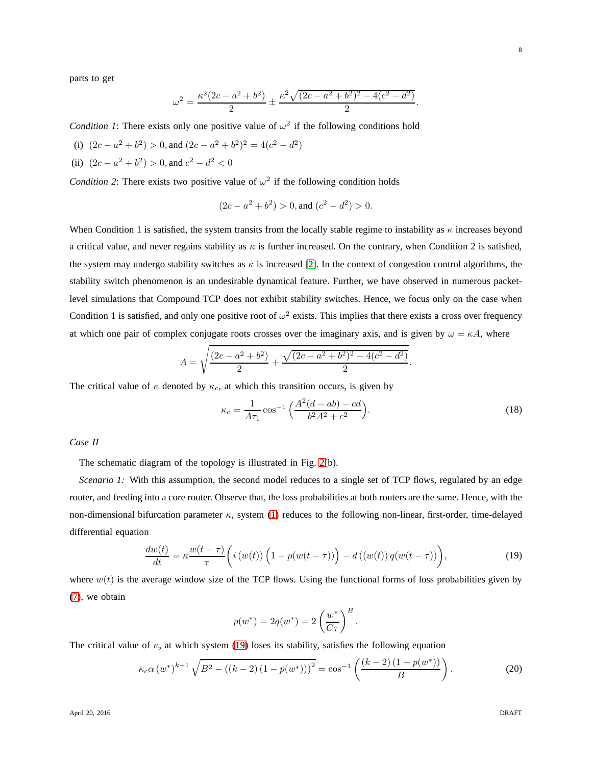parts to get

$$\omega^2 = \frac{\kappa^2(2c - a^2 + b^2)}{2} \pm \frac{\kappa^2\sqrt{(2c - a^2 + b^2)^2 - 4(c^2 - d^2)}}{2}.$$

*Condition 1*: There exists only one positive value of $\omega^2$ if the following conditions hold

(i) $(2c - a^2 + b^2) > 0$, and $(2c - a^2 + b^2)^2 = 4(c^2 - d^2)$

(ii) $(2c - a^2 + b^2) > 0$, and $c^2 - d^2 < 0$

*Condition 2*: There exists two positive value of $\omega^2$ if the following condition holds

$$(2c - a^2 + b^2) > 0, \text{and } (c^2 - d^2) > 0.$$

When Condition 1 is satisfied, the system transits from the locally stable regime to instability as $\kappa$ increases beyond a critical value, and never regains stability as $\kappa$ is further increased. On the contrary, when Condition 2 is satisfied, the system may undergo stability switches as $\kappa$ is increased [2]. In the context of congestion control algorithms, the stability switch phenomenon is an undesirable dynamical feature. Further, we have observed in numerous packet-level simulations that Compound TCP does not exhibit stability switches. Hence, we focus only on the case when Condition 1 is satisfied, and only one positive root of $\omega^2$ exists. This implies that there exists a cross over frequency at which one pair of complex conjugate roots crosses over the imaginary axis, and is given by $\omega = \kappa A$, where

$$A = \sqrt{\frac{(2c - a^2 + b^2)}{2} + \frac{\sqrt{(2c - a^2 + b^2)^2 - 4(c^2 - d^2)}}{2}}.$$

The critical value of $\kappa$ denoted by $\kappa_c$, at which this transition occurs, is given by

$$\kappa_c = \frac{1}{A\tau_1}\cos^{-1}\Big(\frac{A^2(d - ab) - cd}{b^2A^2 + c^2}\Big). \tag{18}$$

*Case II*

The schematic diagram of the topology is illustrated in Fig. 2(b).

*Scenario 1:* With this assumption, the second model reduces to a single set of TCP flows, regulated by an edge router, and feeding into a core router. Observe that, the loss probabilities at both routers are the same. Hence, with the non-dimensional bifurcation parameter $\kappa$, system (1) reduces to the following non-linear, first-order, time-delayed differential equation

$$\frac{dw(t)}{dt} = \kappa\frac{w(t-\tau)}{\tau}\Big(i\left(w(t)\right)\Big(1 - p(w(t-\tau))\Big) - d\left((w(t))\,q(w(t-\tau))\right)\Big), \tag{19}$$

where $w(t)$ is the average window size of the TCP flows. Using the functional forms of loss probabilities given by (7), we obtain

$$p(w^*) = 2q(w^*) = 2\left(\frac{w^*}{C\tau}\right)^B.$$

The critical value of $\kappa$, at which system (19) loses its stability, satisfies the following equation

$$\kappa_c\alpha\left(w^*\right)^{k-1}\sqrt{B^2 - \left(\left(k-2\right)\left(1 - p(w^*)\right)\right)^2} = \cos^{-1}\left(\frac{\left(k-2\right)\left(1 - p(w^*)\right)}{B}\right). \tag{20}$$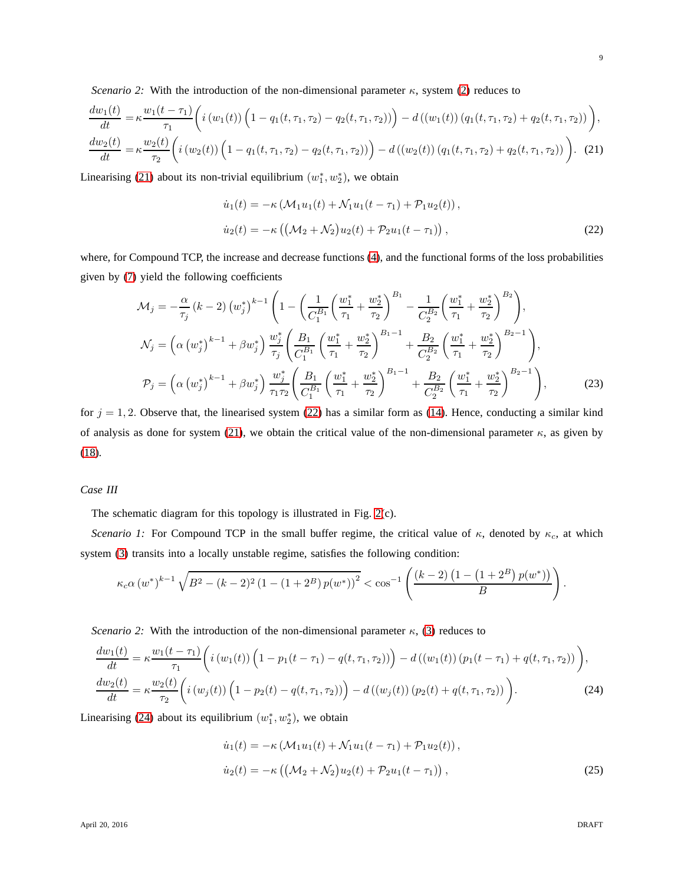*Scenario 2:* With the introduction of the non-dimensional parameter $\kappa$, system (2) reduces to

$$\frac{dw_1(t)}{dt} = \kappa \frac{w_1(t-\tau_1)}{\tau_1}\bigg( i\left(w_1(t)\right)\Big(1 - q_1(t,\tau_1,\tau_2) - q_2(t,\tau_1,\tau_2)\Big) - d\left(\left(w_1(t)\right)\left(q_1(t,\tau_1,\tau_2) + q_2(t,\tau_1,\tau_2)\right)\right)\bigg),$$

$$\frac{dw_2(t)}{dt} = \kappa \frac{w_2(t)}{\tau_2}\bigg( i\left(w_2(t)\right)\Big(1 - q_1(t,\tau_1,\tau_2) - q_2(t,\tau_1,\tau_2)\Big) - d\left(\left(w_2(t)\right)\left(q_1(t,\tau_1,\tau_2) + q_2(t,\tau_1,\tau_2)\right)\right)\bigg). \quad (21)$$

Linearising (21) about its non-trivial equilibrium $(w_1^*, w_2^*)$, we obtain

$$\dot{u}_1(t) = -\kappa\left(\mathcal{M}_1 u_1(t) + \mathcal{N}_1 u_1(t-\tau_1) + \mathcal{P}_1 u_2(t)\right),$$

$$\dot{u}_2(t) = -\kappa\left(\left(\mathcal{M}_2 + \mathcal{N}_2\right)u_2(t) + \mathcal{P}_2 u_1(t-\tau_1)\right), \quad (22)$$

where, for Compound TCP, the increase and decrease functions (4), and the functional forms of the loss probabilities given by (7) yield the following coefficients

$$\mathcal{M}_j = -\frac{\alpha}{\tau_j}(k-2)\left(w_j^*\right)^{k-1}\left(1 - \left(\frac{1}{C_1^{B_1}}\left(\frac{w_1^*}{\tau_1} + \frac{w_2^*}{\tau_2}\right)^{B_1} - \frac{1}{C_2^{B_2}}\left(\frac{w_1^*}{\tau_1} + \frac{w_2^*}{\tau_2}\right)^{B_2}\right),\right.$$

$$\mathcal{N}_j = \left(\alpha\left(w_j^*\right)^{k-1} + \beta w_j^*\right)\frac{w_j^*}{\tau_j}\left(\frac{B_1}{C_1^{B_1}}\left(\frac{w_1^*}{\tau_1} + \frac{w_2^*}{\tau_2}\right)^{B_1-1} + \frac{B_2}{C_2^{B_2}}\left(\frac{w_1^*}{\tau_1} + \frac{w_2^*}{\tau_2}\right)^{B_2-1}\right),$$

$$\mathcal{P}_j = \left(\alpha\left(w_j^*\right)^{k-1} + \beta w_j^*\right)\frac{w_j^*}{\tau_1\tau_2}\left(\frac{B_1}{C_1^{B_1}}\left(\frac{w_1^*}{\tau_1} + \frac{w_2^*}{\tau_2}\right)^{B_1-1} + \frac{B_2}{C_2^{B_2}}\left(\frac{w_1^*}{\tau_1} + \frac{w_2^*}{\tau_2}\right)^{B_2-1}\right), \quad (23)$$

for $j = 1, 2$. Observe that, the linearised system (22) has a similar form as (14). Hence, conducting a similar kind of analysis as done for system (21), we obtain the critical value of the non-dimensional parameter $\kappa$, as given by (18).

*Case III*

The schematic diagram for this topology is illustrated in Fig. 2(c).

*Scenario 1:* For Compound TCP in the small buffer regime, the critical value of $\kappa$, denoted by $\kappa_c$, at which system (3) transits into a locally unstable regime, satisfies the following condition:

$$\kappa_c \alpha \left(w^*\right)^{k-1}\sqrt{B^2 - (k-2)^2\left(1 - \left(1 + 2^B\right)p(w^*)\right)^2} < \cos^{-1}\left(\frac{(k-2)\left(1 - \left(1 + 2^B\right)p(w^*)\right)}{B}\right).$$

*Scenario 2:* With the introduction of the non-dimensional parameter $\kappa$, (3) reduces to

$$\frac{dw_1(t)}{dt} = \kappa \frac{w_1(t-\tau_1)}{\tau_1}\bigg( i\left(w_1(t)\right)\Big(1 - p_1(t-\tau_1) - q(t,\tau_1,\tau_2)\Big) - d\left(\left(w_1(t)\right)\left(p_1(t-\tau_1) + q(t,\tau_1,\tau_2)\right)\right)\bigg),$$

$$\frac{dw_2(t)}{dt} = \kappa \frac{w_2(t)}{\tau_2}\bigg( i\left(w_j(t)\right)\Big(1 - p_2(t) - q(t,\tau_1,\tau_2)\Big) - d\left(\left(w_j(t)\right)\left(p_2(t) + q(t,\tau_1,\tau_2)\right)\right)\bigg). \quad (24)$$

Linearising (24) about its equilibrium $(w_1^*, w_2^*)$, we obtain

$$\dot{u}_1(t) = -\kappa\left(\mathcal{M}_1 u_1(t) + \mathcal{N}_1 u_1(t-\tau_1) + \mathcal{P}_1 u_2(t)\right),$$

$$\dot{u}_2(t) = -\kappa\left(\left(\mathcal{M}_2 + \mathcal{N}_2\right)u_2(t) + \mathcal{P}_2 u_1(t-\tau_1)\right), \quad (25)$$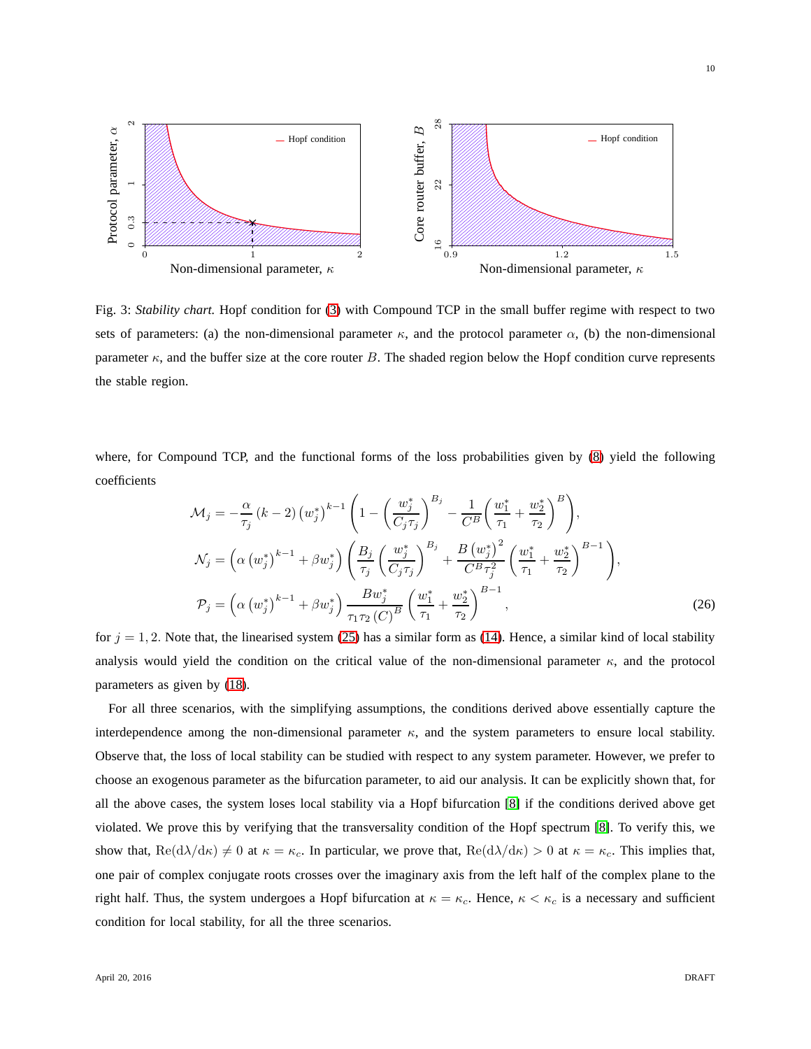Fig. 3: *Stability chart.* Hopf condition for (3) with Compound TCP in the small buffer regime with respect to two sets of parameters: (a) the non-dimensional parameter $\kappa$, and the protocol parameter $\alpha$, (b) the non-dimensional parameter $\kappa$, and the buffer size at the core router $B$. The shaded region below the Hopf condition curve represents the stable region.

where, for Compound TCP, and the functional forms of the loss probabilities given by (8) yield the following coefficients

$$
\begin{aligned}
\mathcal{M}_j &= -\frac{\alpha}{\tau_j}(k-2)\left(w_j^*\right)^{k-1}\left(1-\left(\frac{w_j^*}{C_j\tau_j}\right)^{B_j}-\frac{1}{C^B}\left(\frac{w_1^*}{\tau_1}+\frac{w_2^*}{\tau_2}\right)^{B}\right),\\
\mathcal{N}_j &= \left(\alpha\left(w_j^*\right)^{k-1}+\beta w_j^*\right)\left(\frac{B_j}{\tau_j}\left(\frac{w_j^*}{C_j\tau_j}\right)^{B_j}+\frac{B\left(w_j^*\right)^2}{C^B\tau_j^2}\left(\frac{w_1^*}{\tau_1}+\frac{w_2^*}{\tau_2}\right)^{B-1}\right),\\
\mathcal{P}_j &= \left(\alpha\left(w_j^*\right)^{k-1}+\beta w_j^*\right)\frac{Bw_j^*}{\tau_1\tau_2\left(C\right)^B}\left(\frac{w_1^*}{\tau_1}+\frac{w_2^*}{\tau_2}\right)^{B-1},
\end{aligned}
\tag{26}
$$

for $j=1,2$. Note that, the linearised system (25) has a similar form as (14). Hence, a similar kind of local stability analysis would yield the condition on the critical value of the non-dimensional parameter $\kappa$, and the protocol parameters as given by (18).

For all three scenarios, with the simplifying assumptions, the conditions derived above essentially capture the interdependence among the non-dimensional parameter $\kappa$, and the system parameters to ensure local stability. Observe that, the loss of local stability can be studied with respect to any system parameter. However, we prefer to choose an exogenous parameter as the bifurcation parameter, to aid our analysis. It can be explicitly shown that, for all the above cases, the system loses local stability via a Hopf bifurcation [8] if the conditions derived above get violated. We prove this by verifying that the transversality condition of the Hopf spectrum [8]. To verify this, we show that, $\mathrm{Re}(\mathrm{d}\lambda/\mathrm{d}\kappa)\neq 0$ at $\kappa=\kappa_c$. In particular, we prove that, $\mathrm{Re}(\mathrm{d}\lambda/\mathrm{d}\kappa)>0$ at $\kappa=\kappa_c$. This implies that, one pair of complex conjugate roots crosses over the imaginary axis from the left half of the complex plane to the right half. Thus, the system undergoes a Hopf bifurcation at $\kappa=\kappa_c$. Hence, $\kappa<\kappa_c$ is a necessary and sufficient condition for local stability, for all the three scenarios.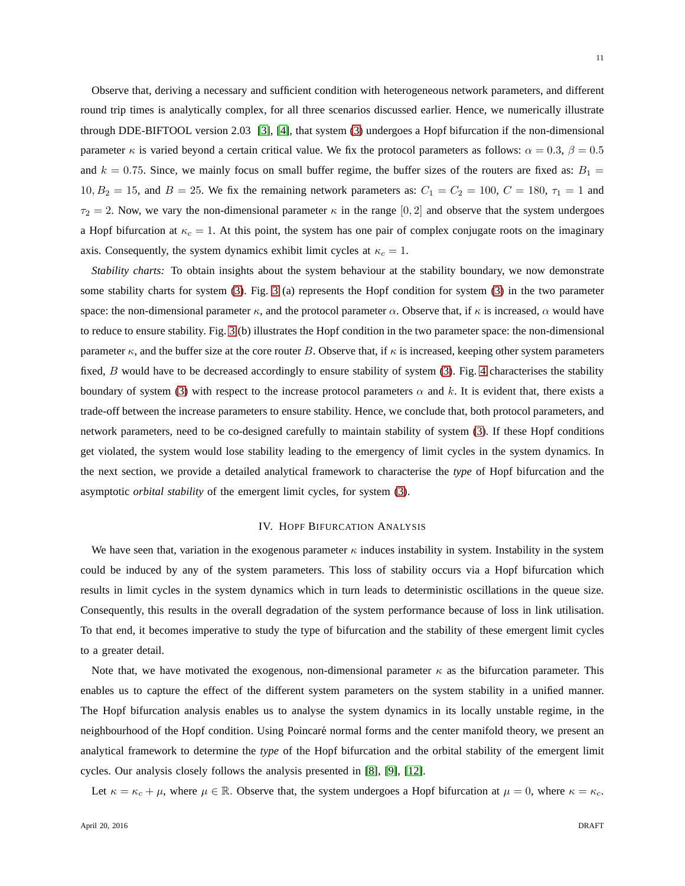Observe that, deriving a necessary and sufficient condition with heterogeneous network parameters, and different round trip times is analytically complex, for all three scenarios discussed earlier. Hence, we numerically illustrate through DDE-BIFTOOL version 2.03 [3], [4], that system (3) undergoes a Hopf bifurcation if the non-dimensional parameter $\kappa$ is varied beyond a certain critical value. We fix the protocol parameters as follows: $\alpha = 0.3$, $\beta = 0.5$ and $k = 0.75$. Since, we mainly focus on small buffer regime, the buffer sizes of the routers are fixed as: $B_1 = 10, B_2 = 15$, and $B = 25$. We fix the remaining network parameters as: $C_1 = C_2 = 100$, $C = 180$, $\tau_1 = 1$ and $\tau_2 = 2$. Now, we vary the non-dimensional parameter $\kappa$ in the range $[0, 2]$ and observe that the system undergoes a Hopf bifurcation at $\kappa_c = 1$. At this point, the system has one pair of complex conjugate roots on the imaginary axis. Consequently, the system dynamics exhibit limit cycles at $\kappa_c = 1$.

*Stability charts:* To obtain insights about the system behaviour at the stability boundary, we now demonstrate some stability charts for system (3). Fig. 3 (a) represents the Hopf condition for system (3) in the two parameter space: the non-dimensional parameter $\kappa$, and the protocol parameter $\alpha$. Observe that, if $\kappa$ is increased, $\alpha$ would have to reduce to ensure stability. Fig. 3 (b) illustrates the Hopf condition in the two parameter space: the non-dimensional parameter $\kappa$, and the buffer size at the core router $B$. Observe that, if $\kappa$ is increased, keeping other system parameters fixed, $B$ would have to be decreased accordingly to ensure stability of system (3). Fig. 4 characterises the stability boundary of system (3) with respect to the increase protocol parameters $\alpha$ and $k$. It is evident that, there exists a trade-off between the increase parameters to ensure stability. Hence, we conclude that, both protocol parameters, and network parameters, need to be co-designed carefully to maintain stability of system (3). If these Hopf conditions get violated, the system would lose stability leading to the emergency of limit cycles in the system dynamics. In the next section, we provide a detailed analytical framework to characterise the *type* of Hopf bifurcation and the asymptotic *orbital stability* of the emergent limit cycles, for system (3).

## IV. Hopf Bifurcation Analysis

We have seen that, variation in the exogenous parameter $\kappa$ induces instability in system. Instability in the system could be induced by any of the system parameters. This loss of stability occurs via a Hopf bifurcation which results in limit cycles in the system dynamics which in turn leads to deterministic oscillations in the queue size. Consequently, this results in the overall degradation of the system performance because of loss in link utilisation. To that end, it becomes imperative to study the type of bifurcation and the stability of these emergent limit cycles to a greater detail.

Note that, we have motivated the exogenous, non-dimensional parameter $\kappa$ as the bifurcation parameter. This enables us to capture the effect of the different system parameters on the system stability in a unified manner. The Hopf bifurcation analysis enables us to analyse the system dynamics in its locally unstable regime, in the neighbourhood of the Hopf condition. Using Poincaré normal forms and the center manifold theory, we present an analytical framework to determine the *type* of the Hopf bifurcation and the orbital stability of the emergent limit cycles. Our analysis closely follows the analysis presented in [8], [9], [12].

Let $\kappa = \kappa_c + \mu$, where $\mu \in \mathbb{R}$. Observe that, the system undergoes a Hopf bifurcation at $\mu = 0$, where $\kappa = \kappa_c$.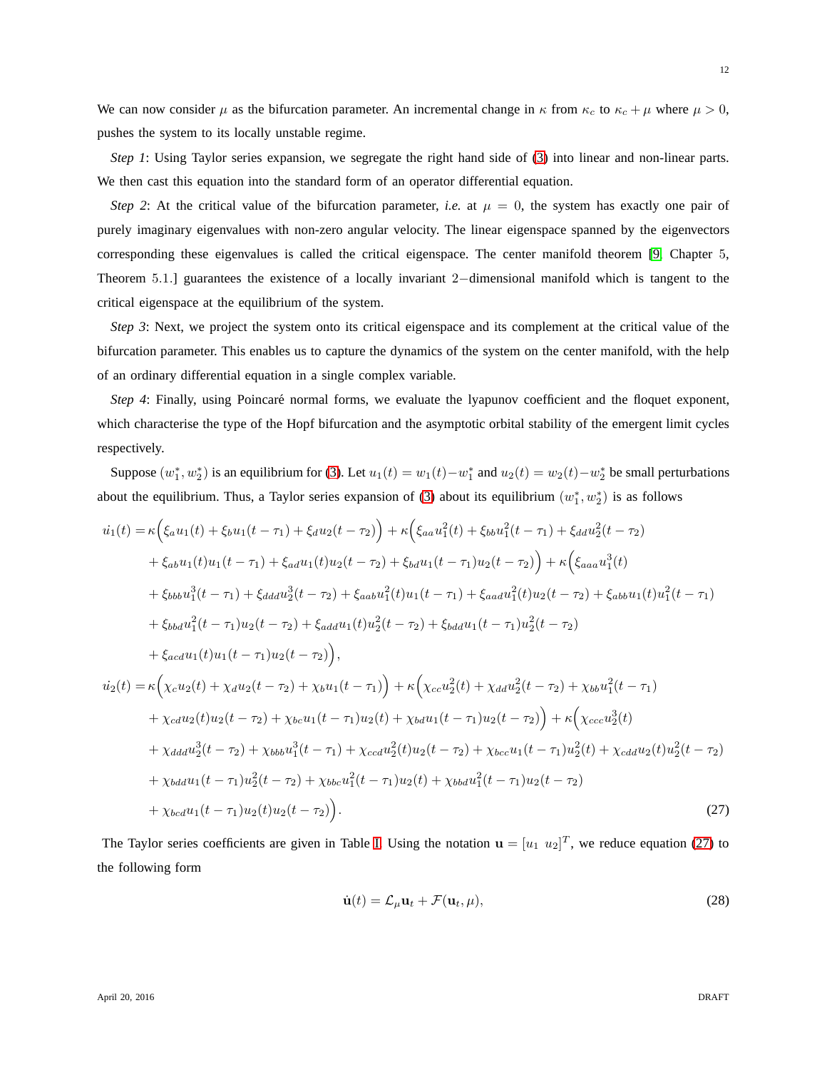We can now consider $\mu$ as the bifurcation parameter. An incremental change in $\kappa$ from $\kappa_c$ to $\kappa_c + \mu$ where $\mu > 0$, pushes the system to its locally unstable regime.

*Step 1*: Using Taylor series expansion, we segregate the right hand side of (3) into linear and non-linear parts. We then cast this equation into the standard form of an operator differential equation.

*Step 2*: At the critical value of the bifurcation parameter, *i.e.* at $\mu = 0$, the system has exactly one pair of purely imaginary eigenvalues with non-zero angular velocity. The linear eigenspace spanned by the eigenvectors corresponding these eigenvalues is called the critical eigenspace. The center manifold theorem [9, Chapter 5, Theorem 5.1.] guarantees the existence of a locally invariant 2−dimensional manifold which is tangent to the critical eigenspace at the equilibrium of the system.

*Step 3*: Next, we project the system onto its critical eigenspace and its complement at the critical value of the bifurcation parameter. This enables us to capture the dynamics of the system on the center manifold, with the help of an ordinary differential equation in a single complex variable.

*Step 4*: Finally, using Poincaré normal forms, we evaluate the lyapunov coefficient and the floquet exponent, which characterise the type of the Hopf bifurcation and the asymptotic orbital stability of the emergent limit cycles respectively.

Suppose $(w_1^*, w_2^*)$ is an equilibrium for (3). Let $u_1(t) = w_1(t) - w_1^*$ and $u_2(t) = w_2(t) - w_2^*$ be small perturbations about the equilibrium. Thus, a Taylor series expansion of (3) about its equilibrium $(w_1^*, w_2^*)$ is as follows

$$
\begin{aligned}
\dot{u_1}(t) =& \kappa\Big(\xi_a u_1(t) + \xi_b u_1(t-\tau_1) + \xi_d u_2(t-\tau_2)\Big) + \kappa\Big(\xi_{aa} u_1^2(t) + \xi_{bb} u_1^2(t-\tau_1) + \xi_{dd} u_2^2(t-\tau_2) \\
&+ \xi_{ab} u_1(t) u_1(t-\tau_1) + \xi_{ad} u_1(t) u_2(t-\tau_2) + \xi_{bd} u_1(t-\tau_1) u_2(t-\tau_2)\Big) + \kappa\Big(\xi_{aaa} u_1^3(t) \\
&+ \xi_{bbb} u_1^3(t-\tau_1) + \xi_{ddd} u_2^3(t-\tau_2) + \xi_{aab} u_1^2(t) u_1(t-\tau_1) + \xi_{aad} u_1^2(t) u_2(t-\tau_2) + \xi_{abb} u_1(t) u_1^2(t-\tau_1) \\
&+ \xi_{bbd} u_1^2(t-\tau_1) u_2(t-\tau_2) + \xi_{add} u_1(t) u_2^2(t-\tau_2) + \xi_{bdd} u_1(t-\tau_1) u_2^2(t-\tau_2) \\
&+ \xi_{acd} u_1(t) u_1(t-\tau_1) u_2(t-\tau_2)\Big), \\
\dot{u_2}(t) =& \kappa\Big(\chi_c u_2(t) + \chi_d u_2(t-\tau_2) + \chi_b u_1(t-\tau_1)\Big) + \kappa\Big(\chi_{cc} u_2^2(t) + \chi_{dd} u_2^2(t-\tau_2) + \chi_{bb} u_1^2(t-\tau_1) \\
&+ \chi_{cd} u_2(t) u_2(t-\tau_2) + \chi_{bc} u_1(t-\tau_1) u_2(t) + \chi_{bd} u_1(t-\tau_1) u_2(t-\tau_2)\Big) + \kappa\Big(\chi_{ccc} u_2^3(t) \\
&+ \chi_{ddd} u_2^3(t-\tau_2) + \chi_{bbb} u_1^3(t-\tau_1) + \chi_{ccd} u_2^2(t) u_2(t-\tau_2) + \chi_{bcc} u_1(t-\tau_1) u_2^2(t) + \chi_{cdd} u_2(t) u_2^2(t-\tau_2) \\
&+ \chi_{bdd} u_1(t-\tau_1) u_2^2(t-\tau_2) + \chi_{bbc} u_1^2(t-\tau_1) u_2(t) + \chi_{bbd} u_1^2(t-\tau_1) u_2(t-\tau_2) \\
&+ \chi_{bcd} u_1(t-\tau_1) u_2(t) u_2(t-\tau_2)\Big).
\end{aligned}
\tag{27}
$$

The Taylor series coefficients are given in Table I. Using the notation $\mathbf{u} = [u_1 \ u_2]^T$, we reduce equation (27) to the following form

$$
\dot{\mathbf{u}}(t) = \mathcal{L}_\mu \mathbf{u}_t + \mathcal{F}(\mathbf{u}_t, \mu), \tag{28}
$$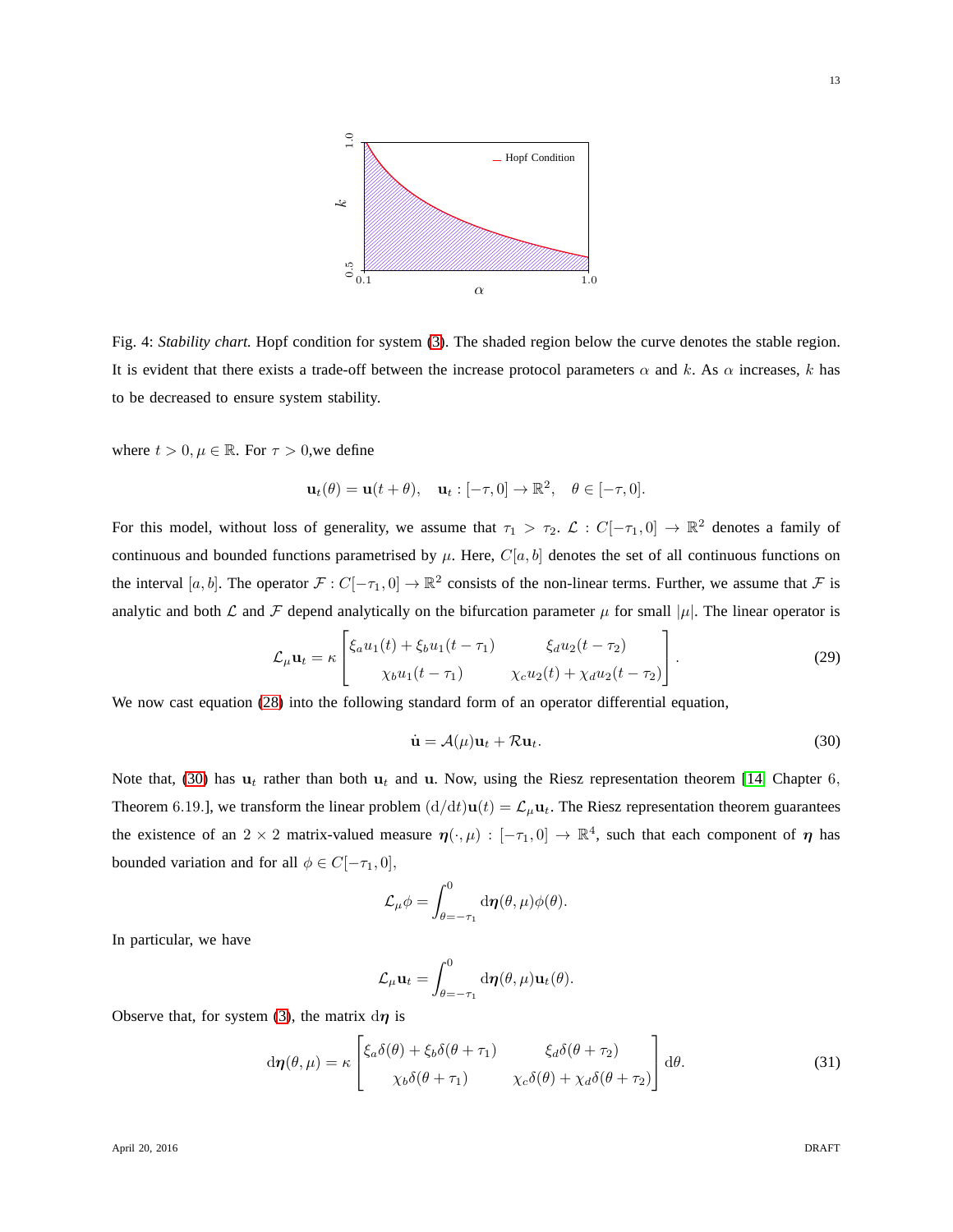Fig. 4: *Stability chart.* Hopf condition for system (3). The shaded region below the curve denotes the stable region. It is evident that there exists a trade-off between the increase protocol parameters $\alpha$ and $k$. As $\alpha$ increases, $k$ has to be decreased to ensure system stability.

where $t > 0, \mu \in \mathbb{R}$. For $\tau > 0$,we define

$$\mathbf{u}_t(\theta) = \mathbf{u}(t + \theta), \quad \mathbf{u}_t : [-\tau, 0] \rightarrow \mathbb{R}^2, \quad \theta \in [-\tau, 0].$$

For this model, without loss of generality, we assume that $\tau_1 > \tau_2$. $\mathcal{L} : C[-\tau_1, 0] \rightarrow \mathbb{R}^2$ denotes a family of continuous and bounded functions parametrised by $\mu$. Here, $C[a, b]$ denotes the set of all continuous functions on the interval $[a, b]$. The operator $\mathcal{F} : C[-\tau_1, 0] \rightarrow \mathbb{R}^2$ consists of the non-linear terms. Further, we assume that $\mathcal{F}$ is analytic and both $\mathcal{L}$ and $\mathcal{F}$ depend analytically on the bifurcation parameter $\mu$ for small $|\mu|$. The linear operator is

$$\mathcal{L}_\mu \mathbf{u}_t = \kappa \begin{bmatrix} \xi_a u_1(t) + \xi_b u_1(t - \tau_1) & \xi_d u_2(t - \tau_2) \\ \chi_b u_1(t - \tau_1) & \chi_c u_2(t) + \chi_d u_2(t - \tau_2) \end{bmatrix}. \tag{29}$$

We now cast equation (28) into the following standard form of an operator differential equation,

$$\dot{\mathbf{u}} = \mathcal{A}(\mu)\mathbf{u}_t + \mathcal{R}\mathbf{u}_t. \tag{30}$$

Note that, (30) has $\mathbf{u}_t$ rather than both $\mathbf{u}_t$ and $\mathbf{u}$. Now, using the Riesz representation theorem [14, Chapter 6, Theorem 6.19.], we transform the linear problem $(\mathrm{d}/\mathrm{d}t)\mathbf{u}(t) = \mathcal{L}_\mu \mathbf{u}_t$. The Riesz representation theorem guarantees the existence of an $2 \times 2$ matrix-valued measure $\boldsymbol{\eta}(\cdot, \mu) : [-\tau_1, 0] \rightarrow \mathbb{R}^4$, such that each component of $\boldsymbol{\eta}$ has bounded variation and for all $\phi \in C[-\tau_1, 0]$,

$$\mathcal{L}_\mu \phi = \int_{\theta=-\tau_1}^{0} \mathrm{d}\boldsymbol{\eta}(\theta, \mu)\phi(\theta).$$

In particular, we have

$$\mathcal{L}_\mu \mathbf{u}_t = \int_{\theta=-\tau_1}^{0} \mathrm{d}\boldsymbol{\eta}(\theta, \mu)\mathbf{u}_t(\theta).$$

Observe that, for system (3), the matrix $\mathrm{d}\boldsymbol{\eta}$ is

$$\mathrm{d}\boldsymbol{\eta}(\theta, \mu) = \kappa \begin{bmatrix} \xi_a \delta(\theta) + \xi_b \delta(\theta + \tau_1) & \xi_d \delta(\theta + \tau_2) \\ \chi_b \delta(\theta + \tau_1) & \chi_c \delta(\theta) + \chi_d \delta(\theta + \tau_2) \end{bmatrix} \mathrm{d}\theta. \tag{31}$$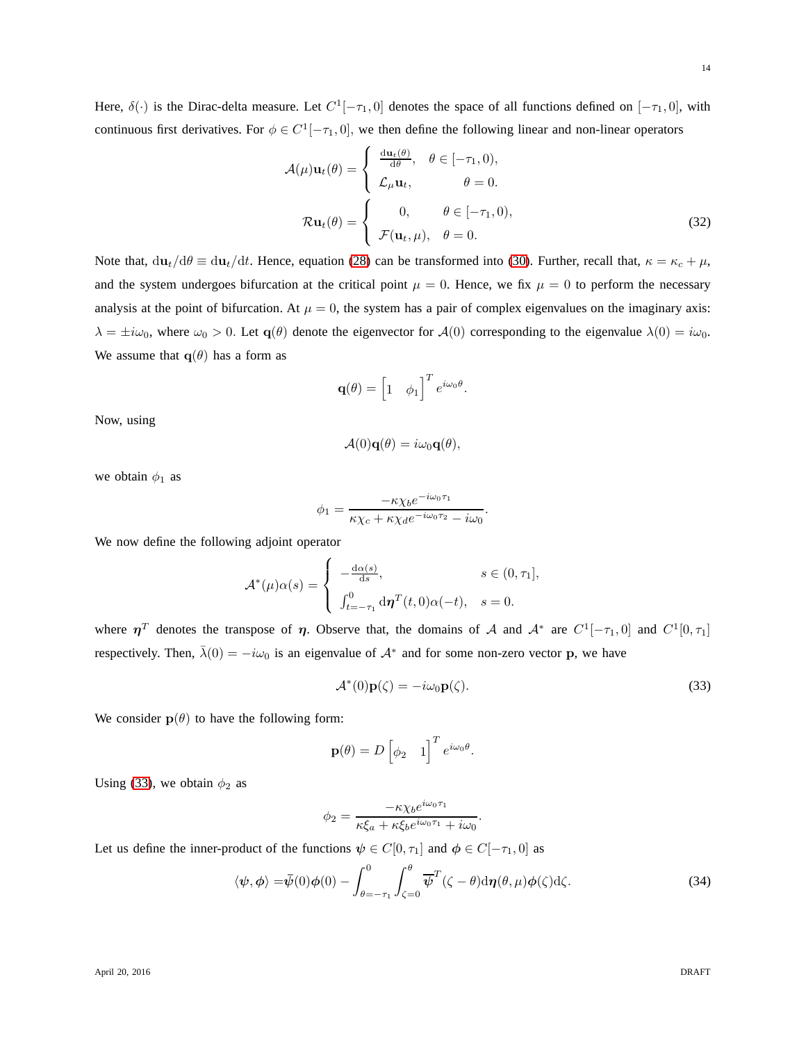Here, $\delta(\cdot)$ is the Dirac-delta measure. Let $C^1[-\tau_1, 0]$ denotes the space of all functions defined on $[-\tau_1, 0]$, with continuous first derivatives. For $\phi \in C^1[-\tau_1, 0]$, we then define the following linear and non-linear operators

$$
\mathcal{A}(\mu)\mathbf{u}_t(\theta) = \begin{cases} \frac{\mathrm{d}\mathbf{u}_t(\theta)}{\mathrm{d}\theta}, & \theta \in [-\tau_1, 0), \\ \mathcal{L}_\mu \mathbf{u}_t, & \theta = 0. \end{cases}
$$

$$
\mathcal{R}\mathbf{u}_t(\theta) = \begin{cases} 0, & \theta \in [-\tau_1, 0), \\ \mathcal{F}(\mathbf{u}_t, \mu), & \theta = 0. \end{cases} \tag{32}
$$

Note that, $\mathrm{d}\mathbf{u}_t/\mathrm{d}\theta \equiv \mathrm{d}\mathbf{u}_t/\mathrm{d}t$. Hence, equation (28) can be transformed into (30). Further, recall that, $\kappa = \kappa_c + \mu$, and the system undergoes bifurcation at the critical point $\mu = 0$. Hence, we fix $\mu = 0$ to perform the necessary analysis at the point of bifurcation. At $\mu = 0$, the system has a pair of complex eigenvalues on the imaginary axis: $\lambda = \pm i\omega_0$, where $\omega_0 > 0$. Let $\mathbf{q}(\theta)$ denote the eigenvector for $\mathcal{A}(0)$ corresponding to the eigenvalue $\lambda(0) = i\omega_0$. We assume that $\mathbf{q}(\theta)$ has a form as

$$
\mathbf{q}(\theta) = \begin{bmatrix} 1 & \phi_1 \end{bmatrix}^T e^{i\omega_0\theta}.
$$

Now, using

$$
\mathcal{A}(0)\mathbf{q}(\theta) = i\omega_0 \mathbf{q}(\theta),
$$

we obtain $\phi_1$ as

$$
\phi_1 = \frac{-\kappa\chi_b e^{-i\omega_0\tau_1}}{\kappa\chi_c + \kappa\chi_d e^{-i\omega_0\tau_2} - i\omega_0}.
$$

We now define the following adjoint operator

$$
\mathcal{A}^*(\mu)\alpha(s) = \begin{cases} -\frac{\mathrm{d}\alpha(s)}{\mathrm{d}s}, & s \in (0, \tau_1], \\ \int_{t=-\tau_1}^{0} \mathrm{d}\boldsymbol{\eta}^T(t, 0)\alpha(-t), & s = 0. \end{cases}
$$

where $\boldsymbol{\eta}^T$ denotes the transpose of $\boldsymbol{\eta}$. Observe that, the domains of $\mathcal{A}$ and $\mathcal{A}^*$ are $C^1[-\tau_1, 0]$ and $C^1[0, \tau_1]$ respectively. Then, $\bar{\lambda}(0) = -i\omega_0$ is an eigenvalue of $\mathcal{A}^*$ and for some non-zero vector $\mathbf{p}$, we have

$$
\mathcal{A}^*(0)\mathbf{p}(\zeta) = -i\omega_0 \mathbf{p}(\zeta). \tag{33}
$$

We consider $\mathbf{p}(\theta)$ to have the following form:

$$
\mathbf{p}(\theta) = D \begin{bmatrix} \phi_2 & 1 \end{bmatrix}^T e^{i\omega_0\theta}.
$$

Using (33), we obtain $\phi_2$ as

$$
\phi_2 = \frac{-\kappa\chi_b e^{i\omega_0\tau_1}}{\kappa\xi_a + \kappa\xi_b e^{i\omega_0\tau_1} + i\omega_0}.
$$

Let us define the inner-product of the functions $\boldsymbol{\psi} \in C[0, \tau_1]$ and $\boldsymbol{\phi} \in C[-\tau_1, 0]$ as

$$
\langle \boldsymbol{\psi}, \boldsymbol{\phi} \rangle = \bar{\boldsymbol{\psi}}(0)\boldsymbol{\phi}(0) - \int_{\theta=-\tau_1}^{0} \int_{\zeta=0}^{\theta} \overline{\boldsymbol{\psi}}^T(\zeta - \theta)\mathrm{d}\boldsymbol{\eta}(\theta, \mu)\boldsymbol{\phi}(\zeta)\mathrm{d}\zeta. \tag{34}
$$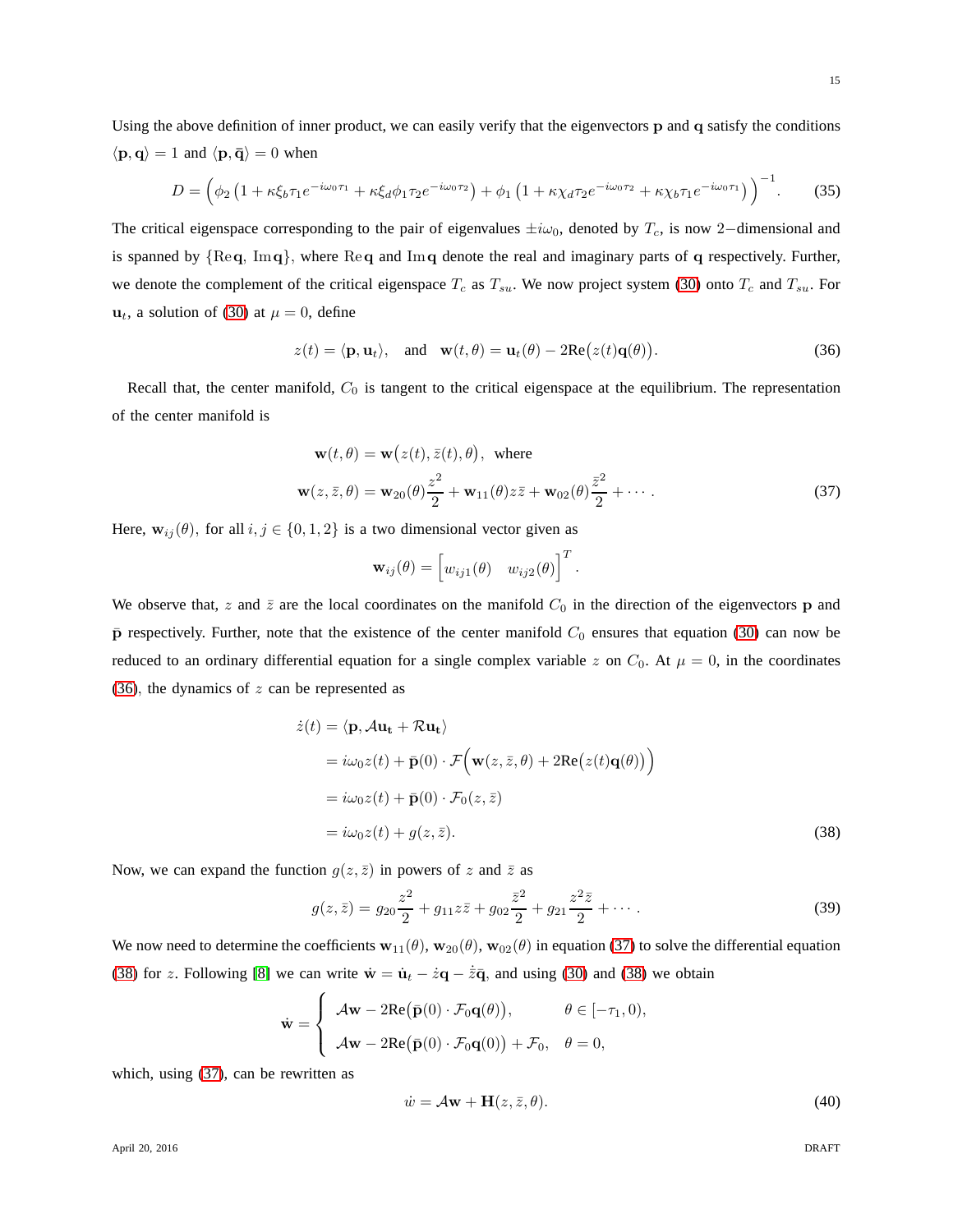Using the above definition of inner product, we can easily verify that the eigenvectors $\mathbf{p}$ and $\mathbf{q}$ satisfy the conditions $\langle \mathbf{p}, \mathbf{q} \rangle = 1$ and $\langle \mathbf{p}, \bar{\mathbf{q}} \rangle = 0$ when

$$D = \Big( \phi_2 \left( 1 + \kappa \xi_b \tau_1 e^{-i\omega_0 \tau_1} + \kappa \xi_d \phi_1 \tau_2 e^{-i\omega_0 \tau_2} \right) + \phi_1 \left( 1 + \kappa \chi_d \tau_2 e^{-i\omega_0 \tau_2} + \kappa \chi_b \tau_1 e^{-i\omega_0 \tau_1} \right) \Big)^{-1}. \tag{35}$$

The critical eigenspace corresponding to the pair of eigenvalues $\pm i\omega_0$, denoted by $T_c$, is now 2−dimensional and is spanned by $\{\mathrm{Re}\,\mathbf{q},\ \mathrm{Im}\,\mathbf{q}\}$, where $\mathrm{Re}\,\mathbf{q}$ and $\mathrm{Im}\,\mathbf{q}$ denote the real and imaginary parts of $\mathbf{q}$ respectively. Further, we denote the complement of the critical eigenspace $T_c$ as $T_{su}$. We now project system (30) onto $T_c$ and $T_{su}$. For $\mathbf{u}_t$, a solution of (30) at $\mu = 0$, define

$$z(t) = \langle \mathbf{p}, \mathbf{u}_t \rangle, \quad \text{and} \quad \mathbf{w}(t, \theta) = \mathbf{u}_t(\theta) - 2\mathrm{Re}\big(z(t)\mathbf{q}(\theta)\big). \tag{36}$$

Recall that, the center manifold, $C_0$ is tangent to the critical eigenspace at the equilibrium. The representation of the center manifold is

$$\begin{aligned} &\mathbf{w}(t,\theta) = \mathbf{w}\big(z(t), \bar{z}(t), \theta\big), \ \text{ where} \\ &\mathbf{w}(z, \bar{z}, \theta) = \mathbf{w}_{20}(\theta)\frac{z^2}{2} + \mathbf{w}_{11}(\theta) z\bar{z} + \mathbf{w}_{02}(\theta)\frac{\bar{z}^2}{2} + \cdots. \end{aligned} \tag{37}$$

Here, $\mathbf{w}_{ij}(\theta)$, for all $i, j \in \{0, 1, 2\}$ is a two dimensional vector given as

$$\mathbf{w}_{ij}(\theta) = \begin{bmatrix} w_{ij1}(\theta) & w_{ij2}(\theta) \end{bmatrix}^T.$$

We observe that, $z$ and $\bar{z}$ are the local coordinates on the manifold $C_0$ in the direction of the eigenvectors $\mathbf{p}$ and $\bar{\mathbf{p}}$ respectively. Further, note that the existence of the center manifold $C_0$ ensures that equation (30) can now be reduced to an ordinary differential equation for a single complex variable $z$ on $C_0$. At $\mu = 0$, in the coordinates (36), the dynamics of $z$ can be represented as

$$\begin{aligned} \dot{z}(t) &= \langle \mathbf{p}, \mathcal{A}\mathbf{u_t} + \mathcal{R}\mathbf{u_t} \rangle \\ &= i\omega_0 z(t) + \bar{\mathbf{p}}(0) \cdot \mathcal{F}\Big(\mathbf{w}(z, \bar{z}, \theta) + 2\mathrm{Re}\big(z(t)\mathbf{q}(\theta)\big)\Big) \\ &= i\omega_0 z(t) + \bar{\mathbf{p}}(0) \cdot \mathcal{F}_0(z, \bar{z}) \\ &= i\omega_0 z(t) + g(z, \bar{z}). \end{aligned} \tag{38}$$

Now, we can expand the function $g(z, \bar{z})$ in powers of $z$ and $\bar{z}$ as

$$g(z, \bar{z}) = g_{20}\frac{z^2}{2} + g_{11} z\bar{z} + g_{02}\frac{\bar{z}^2}{2} + g_{21}\frac{z^2\bar{z}}{2} + \cdots. \tag{39}$$

We now need to determine the coefficients $\mathbf{w}_{11}(\theta)$, $\mathbf{w}_{20}(\theta)$, $\mathbf{w}_{02}(\theta)$ in equation (37) to solve the differential equation (38) for $z$. Following [8] we can write $\dot{\mathbf{w}} = \dot{\mathbf{u}}_t - \dot{z}\mathbf{q} - \dot{\bar{z}}\bar{\mathbf{q}}$, and using (30) and (38) we obtain

$$\dot{\mathbf{w}} = \begin{cases} \mathcal{A}\mathbf{w} - 2\mathrm{Re}\big(\bar{\mathbf{p}}(0) \cdot \mathcal{F}_0 \mathbf{q}(\theta)\big), & \theta \in [-\tau_1, 0), \\ \mathcal{A}\mathbf{w} - 2\mathrm{Re}\big(\bar{\mathbf{p}}(0) \cdot \mathcal{F}_0 \mathbf{q}(0)\big) + \mathcal{F}_0, & \theta = 0, \end{cases}$$

which, using (37), can be rewritten as

$$\dot{w} = \mathcal{A}\mathbf{w} + \mathbf{H}(z, \bar{z}, \theta). \tag{40}$$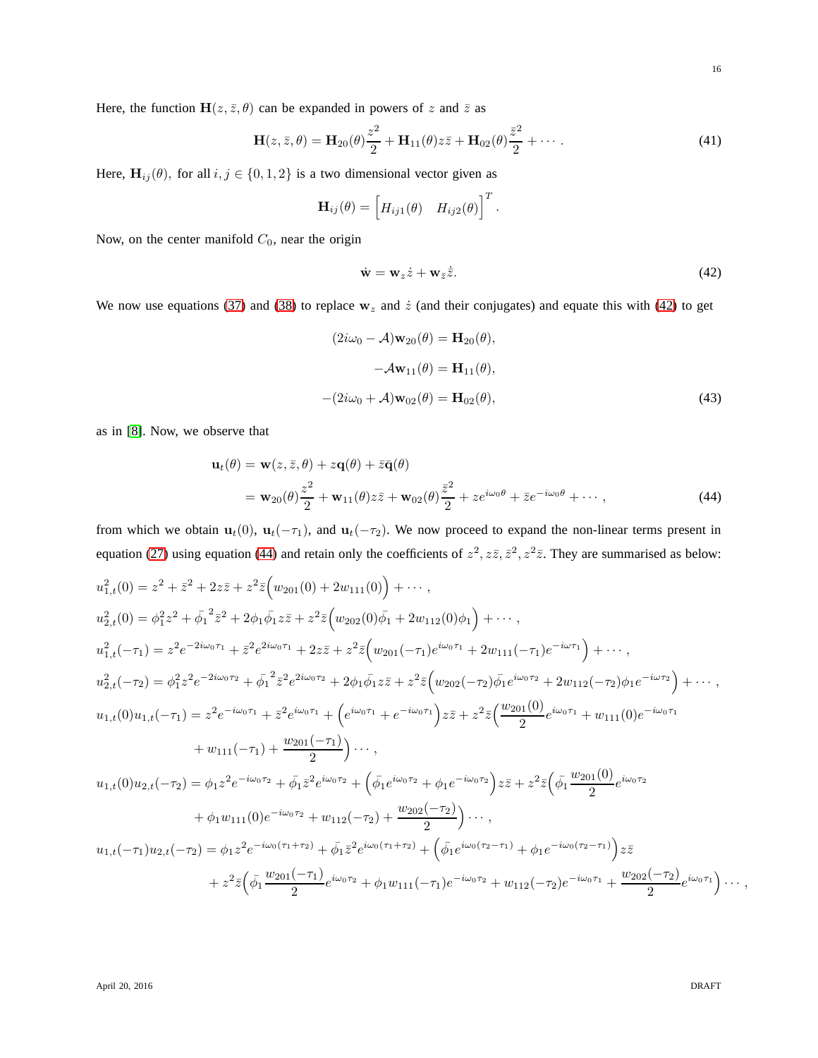Here, the function $\mathbf{H}(z, \bar{z}, \theta)$ can be expanded in powers of $z$ and $\bar{z}$ as

$$\mathbf{H}(z, \bar{z}, \theta) = \mathbf{H}_{20}(\theta)\frac{z^2}{2} + \mathbf{H}_{11}(\theta)z\bar{z} + \mathbf{H}_{02}(\theta)\frac{\bar{z}^2}{2} + \cdots . \tag{41}$$

Here, $\mathbf{H}_{ij}(\theta)$, for all $i, j \in \{0, 1, 2\}$ is a two dimensional vector given as

$$\mathbf{H}_{ij}(\theta) = \begin{bmatrix} H_{ij1}(\theta) & H_{ij2}(\theta) \end{bmatrix}^T .$$

Now, on the center manifold $C_0$, near the origin

$$\dot{\mathbf{w}} = \mathbf{w}_z \dot{z} + \mathbf{w}_{\bar{z}} \dot{\bar{z}}. \tag{42}$$

We now use equations (37) and (38) to replace $\mathbf{w}_z$ and $\dot{z}$ (and their conjugates) and equate this with (42) to get

$$\begin{aligned} (2i\omega_0 - \mathcal{A})\mathbf{w}_{20}(\theta) &= \mathbf{H}_{20}(\theta), \\ -\mathcal{A}\mathbf{w}_{11}(\theta) &= \mathbf{H}_{11}(\theta), \\ -(2i\omega_0 + \mathcal{A})\mathbf{w}_{02}(\theta) &= \mathbf{H}_{02}(\theta), \end{aligned} \tag{43}$$

as in [8]. Now, we observe that

$$\begin{aligned} \mathbf{u}_t(\theta) &= \mathbf{w}(z, \bar{z}, \theta) + z\mathbf{q}(\theta) + \bar{z}\bar{\mathbf{q}}(\theta) \\ &= \mathbf{w}_{20}(\theta)\frac{z^2}{2} + \mathbf{w}_{11}(\theta)z\bar{z} + \mathbf{w}_{02}(\theta)\frac{\bar{z}^2}{2} + ze^{i\omega_0\theta} + \bar{z}e^{-i\omega_0\theta} + \cdots , \end{aligned} \tag{44}$$

from which we obtain $\mathbf{u}_t(0)$, $\mathbf{u}_t(-\tau_1)$, and $\mathbf{u}_t(-\tau_2)$. We now proceed to expand the non-linear terms present in equation (27) using equation (44) and retain only the coefficients of $z^2, z\bar{z}, \bar{z}^2, z^2\bar{z}$. They are summarised as below:

$$u_{1,t}^2(0) = z^2 + \bar{z}^2 + 2z\bar{z} + z^2\bar{z}\Big(w_{201}(0) + 2w_{111}(0)\Big) + \cdots ,$$

$$u_{2,t}^2(0) = \phi_1^2 z^2 + \bar{\phi_1}^2 \bar{z}^2 + 2\phi_1\bar{\phi_1}z\bar{z} + z^2\bar{z}\Big(w_{202}(0)\bar{\phi_1} + 2w_{112}(0)\phi_1\Big) + \cdots ,$$

$$u_{1,t}^2(-\tau_1) = z^2 e^{-2i\omega_0\tau_1} + \bar{z}^2 e^{2i\omega_0\tau_1} + 2z\bar{z} + z^2\bar{z}\Big(w_{201}(-\tau_1)e^{i\omega_0\tau_1} + 2w_{111}(-\tau_1)e^{-i\omega\tau_1}\Big) + \cdots ,$$

$$u_{2,t}^2(-\tau_2) = \phi_1^2 z^2 e^{-2i\omega_0\tau_2} + \bar{\phi_1}^2 \bar{z}^2 e^{2i\omega_0\tau_2} + 2\phi_1\bar{\phi_1}z\bar{z} + z^2\bar{z}\Big(w_{202}(-\tau_2)\bar{\phi_1}e^{i\omega_0\tau_2} + 2w_{112}(-\tau_2)\phi_1 e^{-i\omega\tau_2}\Big) + \cdots ,$$

$$\begin{aligned} u_{1,t}(0)u_{1,t}(-\tau_1) = {} & z^2 e^{-i\omega_0\tau_1} + \bar{z}^2 e^{i\omega_0\tau_1} + \Big(e^{i\omega_0\tau_1} + e^{-i\omega_0\tau_1}\Big)z\bar{z} + z^2\bar{z}\Big(\frac{w_{201}(0)}{2}e^{i\omega_0\tau_1} + w_{111}(0)e^{-i\omega_0\tau_1} \\ & + w_{111}(-\tau_1) + \frac{w_{201}(-\tau_1)}{2}\Big) \cdots , \end{aligned}$$

$$\begin{aligned} u_{1,t}(0)u_{2,t}(-\tau_2) = {} & \phi_1 z^2 e^{-i\omega_0\tau_2} + \bar{\phi_1}\bar{z}^2 e^{i\omega_0\tau_2} + \Big(\bar{\phi_1}e^{i\omega_0\tau_2} + \phi_1 e^{-i\omega_0\tau_2}\Big)z\bar{z} + z^2\bar{z}\Big(\bar{\phi_1}\frac{w_{201}(0)}{2}e^{i\omega_0\tau_2} \\ & + \phi_1 w_{111}(0)e^{-i\omega_0\tau_2} + w_{112}(-\tau_2) + \frac{w_{202}(-\tau_2)}{2}\Big) \cdots , \end{aligned}$$

$$\begin{aligned} u_{1,t}(-\tau_1)u_{2,t}(-\tau_2) = {} & \phi_1 z^2 e^{-i\omega_0(\tau_1+\tau_2)} + \bar{\phi_1}\bar{z}^2 e^{i\omega_0(\tau_1+\tau_2)} + \Big(\bar{\phi_1}e^{i\omega_0(\tau_2-\tau_1)} + \phi_1 e^{-i\omega_0(\tau_2-\tau_1)}\Big)z\bar{z} \\ & + z^2\bar{z}\Big(\bar{\phi_1}\frac{w_{201}(-\tau_1)}{2}e^{i\omega_0\tau_2} + \phi_1 w_{111}(-\tau_1)e^{-i\omega_0\tau_2} + w_{112}(-\tau_2)e^{-i\omega_0\tau_1} + \frac{w_{202}(-\tau_2)}{2}e^{i\omega_0\tau_1}\Big) \cdots , \end{aligned}$$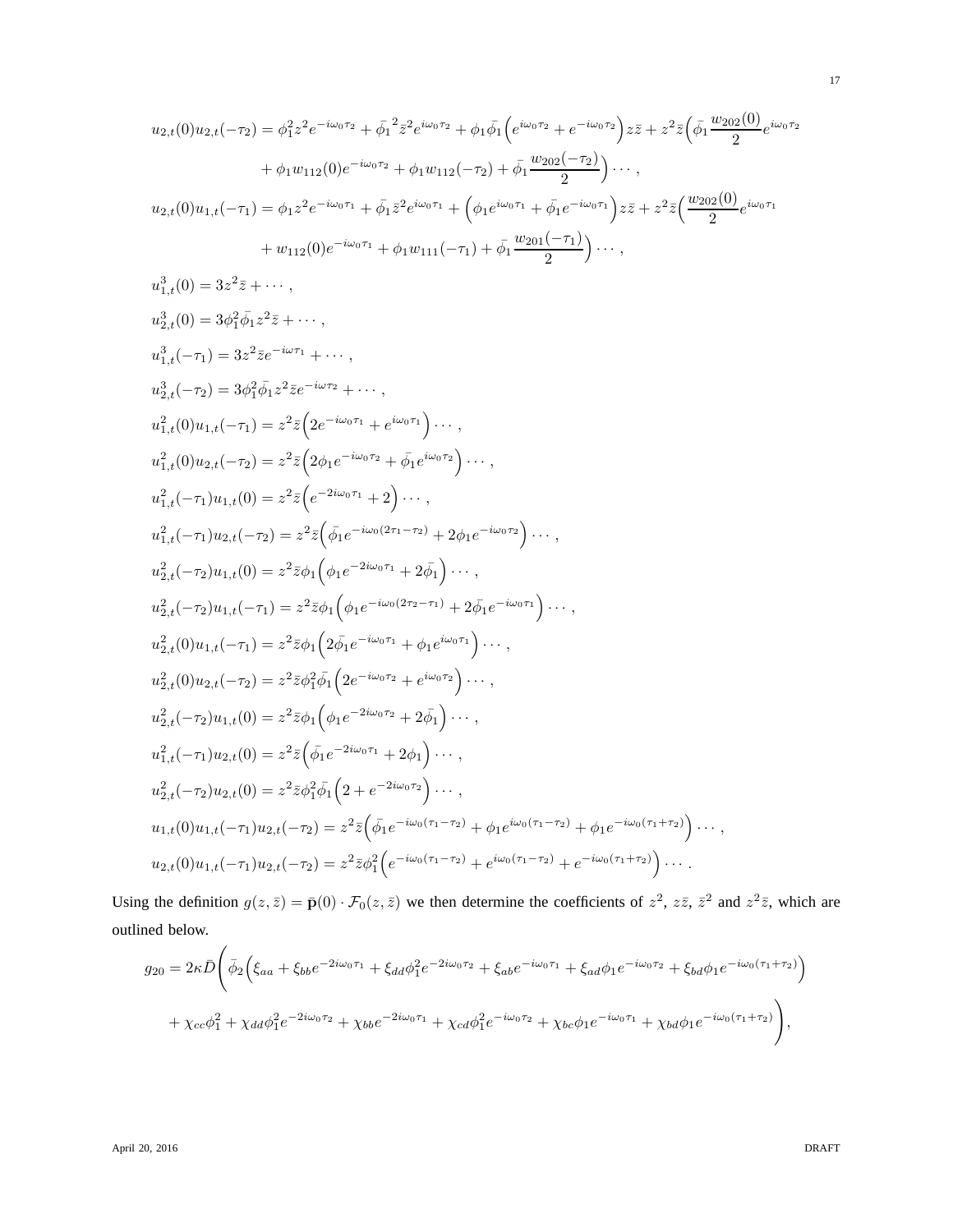$$
\begin{aligned}
u_{2,t}(0)u_{2,t}(-\tau_2) &= \phi_1^2 z^2 e^{-i\omega_0\tau_2} + \bar{\phi_1}^2 \bar{z}^2 e^{i\omega_0\tau_2} + \phi_1\bar{\phi_1}\Big(e^{i\omega_0\tau_2} + e^{-i\omega_0\tau_2}\Big) z\bar{z} + z^2\bar{z}\Big(\bar{\phi_1}\frac{w_{202}(0)}{2}e^{i\omega_0\tau_2} \\
&\quad + \phi_1 w_{112}(0)e^{-i\omega_0\tau_2} + \phi_1 w_{112}(-\tau_2) + \bar{\phi_1}\frac{w_{202}(-\tau_2)}{2}\Big)\cdots, \\
u_{2,t}(0)u_{1,t}(-\tau_1) &= \phi_1 z^2 e^{-i\omega_0\tau_1} + \bar{\phi_1}\bar{z}^2 e^{i\omega_0\tau_1} + \Big(\phi_1 e^{i\omega_0\tau_1} + \bar{\phi_1}e^{-i\omega_0\tau_1}\Big) z\bar{z} + z^2\bar{z}\Big(\frac{w_{202}(0)}{2}e^{i\omega_0\tau_1} \\
&\quad + w_{112}(0)e^{-i\omega_0\tau_1} + \phi_1 w_{111}(-\tau_1) + \bar{\phi_1}\frac{w_{201}(-\tau_1)}{2}\Big)\cdots, \\
u_{1,t}^3(0) &= 3z^2\bar{z} + \cdots, \\
u_{2,t}^3(0) &= 3\phi_1^2\bar{\phi_1}z^2\bar{z} + \cdots, \\
u_{1,t}^3(-\tau_1) &= 3z^2\bar{z}e^{-i\omega\tau_1} + \cdots, \\
u_{2,t}^3(-\tau_2) &= 3\phi_1^2\bar{\phi_1}z^2\bar{z}e^{-i\omega\tau_2} + \cdots, \\
u_{1,t}^2(0)u_{1,t}(-\tau_1) &= z^2\bar{z}\Big(2e^{-i\omega_0\tau_1} + e^{i\omega_0\tau_1}\Big)\cdots, \\
u_{1,t}^2(0)u_{2,t}(-\tau_2) &= z^2\bar{z}\Big(2\phi_1 e^{-i\omega_0\tau_2} + \bar{\phi_1}e^{i\omega_0\tau_2}\Big)\cdots, \\
u_{1,t}^2(-\tau_1)u_{1,t}(0) &= z^2\bar{z}\Big(e^{-2i\omega_0\tau_1} + 2\Big)\cdots, \\
u_{1,t}^2(-\tau_1)u_{2,t}(-\tau_2) &= z^2\bar{z}\Big(\bar{\phi_1}e^{-i\omega_0(2\tau_1-\tau_2)} + 2\phi_1 e^{-i\omega_0\tau_2}\Big)\cdots, \\
u_{2,t}^2(-\tau_2)u_{1,t}(0) &= z^2\bar{z}\phi_1\Big(\phi_1 e^{-2i\omega_0\tau_1} + 2\bar{\phi_1}\Big)\cdots, \\
u_{2,t}^2(-\tau_2)u_{1,t}(-\tau_1) &= z^2\bar{z}\phi_1\Big(\phi_1 e^{-i\omega_0(2\tau_2-\tau_1)} + 2\bar{\phi_1}e^{-i\omega_0\tau_1}\Big)\cdots, \\
u_{2,t}^2(0)u_{1,t}(-\tau_1) &= z^2\bar{z}\phi_1\Big(2\bar{\phi_1}e^{-i\omega_0\tau_1} + \phi_1 e^{i\omega_0\tau_1}\Big)\cdots, \\
u_{2,t}^2(0)u_{2,t}(-\tau_2) &= z^2\bar{z}\phi_1^2\bar{\phi_1}\Big(2e^{-i\omega_0\tau_2} + e^{i\omega_0\tau_2}\Big)\cdots, \\
u_{2,t}^2(-\tau_2)u_{1,t}(0) &= z^2\bar{z}\phi_1\Big(\phi_1 e^{-2i\omega_0\tau_2} + 2\bar{\phi_1}\Big)\cdots, \\
u_{1,t}^2(-\tau_1)u_{2,t}(0) &= z^2\bar{z}\Big(\bar{\phi_1}e^{-2i\omega_0\tau_1} + 2\phi_1\Big)\cdots, \\
u_{2,t}^2(-\tau_2)u_{2,t}(0) &= z^2\bar{z}\phi_1^2\bar{\phi_1}\Big(2 + e^{-2i\omega_0\tau_2}\Big)\cdots, \\
u_{1,t}(0)u_{1,t}(-\tau_1)u_{2,t}(-\tau_2) &= z^2\bar{z}\Big(\bar{\phi_1}e^{-i\omega_0(\tau_1-\tau_2)} + \phi_1 e^{i\omega_0(\tau_1-\tau_2)} + \phi_1 e^{-i\omega_0(\tau_1+\tau_2)}\Big)\cdots, \\
u_{2,t}(0)u_{1,t}(-\tau_1)u_{2,t}(-\tau_2) &= z^2\bar{z}\phi_1^2\Big(e^{-i\omega_0(\tau_1-\tau_2)} + e^{i\omega_0(\tau_1-\tau_2)} + e^{-i\omega_0(\tau_1+\tau_2)}\Big)\cdots.
\end{aligned}
$$

Using the definition $g(z,\bar{z}) = \bar{\mathbf{p}}(0)\cdot\mathcal{F}_0(z,\bar{z})$ we then determine the coefficients of $z^2$, $z\bar{z}$, $\bar{z}^2$ and $z^2\bar{z}$, which are outlined below.

$$
\begin{aligned}
g_{20} = 2\kappa\bar{D}\Bigg(&\bar{\phi_2}\Big(\xi_{aa} + \xi_{bb}e^{-2i\omega_0\tau_1} + \xi_{dd}\phi_1^2 e^{-2i\omega_0\tau_2} + \xi_{ab}e^{-i\omega_0\tau_1} + \xi_{ad}\phi_1 e^{-i\omega_0\tau_2} + \xi_{bd}\phi_1 e^{-i\omega_0(\tau_1+\tau_2)}\Big) \\
&+ \chi_{cc}\phi_1^2 + \chi_{dd}\phi_1^2 e^{-2i\omega_0\tau_2} + \chi_{bb}e^{-2i\omega_0\tau_1} + \chi_{cd}\phi_1^2 e^{-i\omega_0\tau_2} + \chi_{bc}\phi_1 e^{-i\omega_0\tau_1} + \chi_{bd}\phi_1 e^{-i\omega_0(\tau_1+\tau_2)}\Bigg),
\end{aligned}
$$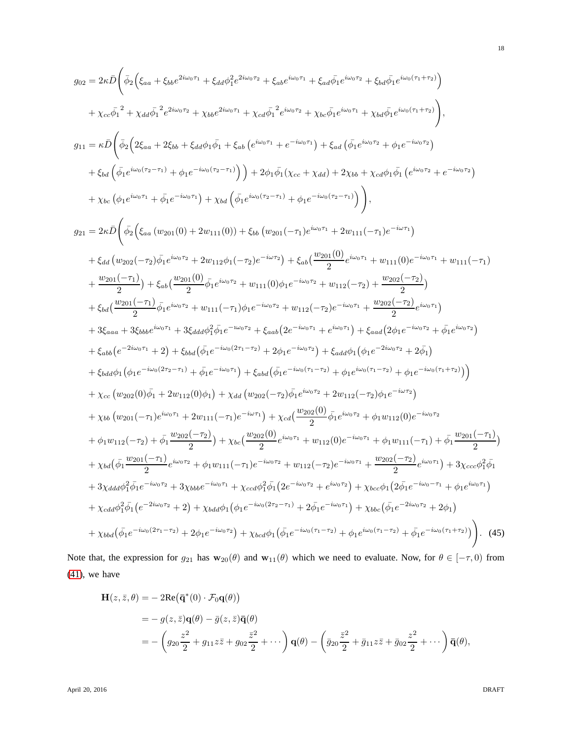$$
\begin{aligned}
g_{02} = 2\kappa\bar{D}\Bigg( & \bar{\phi}_2\Big(\xi_{aa} + \xi_{bb}e^{2i\omega_0\tau_1} + \xi_{dd}\phi_1^2 e^{2i\omega_0\tau_2} + \xi_{ab}e^{i\omega_0\tau_1} + \xi_{ad}\bar{\phi}_1 e^{i\omega_0\tau_2} + \xi_{bd}\bar{\phi}_1 e^{i\omega_0(\tau_1+\tau_2)}\Big) \\
& + \chi_{cc}\bar{\phi}_1{}^2 + \chi_{dd}\bar{\phi}_1{}^2 e^{2i\omega_0\tau_2} + \chi_{bb}e^{2i\omega_0\tau_1} + \chi_{cd}\bar{\phi}_1{}^2 e^{i\omega_0\tau_2} + \chi_{bc}\bar{\phi}_1 e^{i\omega_0\tau_1} + \chi_{bd}\bar{\phi}_1 e^{i\omega_0(\tau_1+\tau_2)}\Bigg), \\
g_{11} = \kappa\bar{D}\Bigg( & \bar{\phi}_2\Big(2\xi_{aa} + 2\xi_{bb} + \xi_{dd}\phi_1\bar{\phi}_1 + \xi_{ab}\left(e^{i\omega_0\tau_1} + e^{-i\omega_0\tau_1}\right) + \xi_{ad}\left(\bar{\phi}_1 e^{i\omega_0\tau_2} + \phi_1 e^{-i\omega_0\tau_2}\right) \\
& + \xi_{bd}\left(\bar{\phi}_1 e^{i\omega_0(\tau_2-\tau_1)} + \phi_1 e^{-i\omega_0(\tau_2-\tau_1)}\right)\Big) + 2\phi_1\bar{\phi}_1(\chi_{cc} + \chi_{dd}) + 2\chi_{bb} + \chi_{cd}\phi_1\bar{\phi}_1\left(e^{i\omega_0\tau_2} + e^{-i\omega_0\tau_2}\right) \\
& + \chi_{bc}\left(\phi_1 e^{i\omega_0\tau_1} + \bar{\phi}_1 e^{-i\omega_0\tau_1}\right) + \chi_{bd}\left(\bar{\phi}_1 e^{i\omega_0(\tau_2-\tau_1)} + \phi_1 e^{-i\omega_0(\tau_2-\tau_1)}\right)\Bigg), \\
g_{21} = 2\kappa\bar{D}\Bigg( & \bar{\phi}_2\Big(\xi_{aa}\left(w_{201}(0) + 2w_{111}(0)\right) + \xi_{bb}\left(w_{201}(-\tau_1)e^{i\omega_0\tau_1} + 2w_{111}(-\tau_1)e^{-i\omega\tau_1}\right) \\
& + \xi_{dd}\left(w_{202}(-\tau_2)\bar{\phi}_1 e^{i\omega_0\tau_2} + 2w_{112}\phi_1(-\tau_2)e^{-i\omega\tau_2}\right) + \xi_{ab}\big(\frac{w_{201}(0)}{2}e^{i\omega_0\tau_1} + w_{111}(0)e^{-i\omega_0\tau_1} + w_{111}(-\tau_1) \\
& + \frac{w_{201}(-\tau_1)}{2}\big) + \xi_{ab}\big(\frac{w_{201}(0)}{2}\bar{\phi}_1 e^{i\omega_0\tau_2} + w_{111}(0)\phi_1 e^{-i\omega_0\tau_2} + w_{112}(-\tau_2) + \frac{w_{202}(-\tau_2)}{2}\big) \\
& + \xi_{bd}\big(\frac{w_{201}(-\tau_1)}{2}\bar{\phi}_1 e^{i\omega_0\tau_2} + w_{111}(-\tau_1)\phi_1 e^{-i\omega_0\tau_2} + w_{112}(-\tau_2)e^{-i\omega_0\tau_1} + \frac{w_{202}(-\tau_2)}{2}e^{i\omega_0\tau_1}\big) \\
& + 3\xi_{aaa} + 3\xi_{bbb}e^{i\omega_0\tau_1} + 3\xi_{ddd}\phi_1^2\bar{\phi}_1 e^{-i\omega_0\tau_2} + \xi_{aab}\big(2e^{-i\omega_0\tau_1} + e^{i\omega_0\tau_1}\big) + \xi_{aad}\big(2\phi_1 e^{-i\omega_0\tau_2} + \bar{\phi}_1 e^{i\omega_0\tau_2}\big) \\
& + \xi_{abb}\big(e^{-2i\omega_0\tau_1} + 2\big) + \xi_{bbd}\big(\bar{\phi}_1 e^{-i\omega_0(2\tau_1-\tau_2)} + 2\phi_1 e^{-i\omega_0\tau_2}\big) + \xi_{add}\phi_1\big(\phi_1 e^{-2i\omega_0\tau_2} + 2\bar{\phi}_1\big) \\
& + \xi_{bdd}\phi_1\big(\phi_1 e^{-i\omega_0(2\tau_2-\tau_1)} + \bar{\phi}_1 e^{-i\omega_0\tau_1}\big) + \xi_{abd}\big(\bar{\phi}_1 e^{-i\omega_0(\tau_1-\tau_2)} + \phi_1 e^{i\omega_0(\tau_1-\tau_2)} + \phi_1 e^{-i\omega_0(\tau_1+\tau_2)}\big)\Big) \\
& + \chi_{cc}\left(w_{202}(0)\bar{\phi}_1 + 2w_{112}(0)\phi_1\right) + \chi_{dd}\left(w_{202}(-\tau_2)\bar{\phi}_1 e^{i\omega_0\tau_2} + 2w_{112}(-\tau_2)\phi_1 e^{-i\omega\tau_2}\right) \\
& + \chi_{bb}\left(w_{201}(-\tau_1)e^{i\omega_0\tau_1} + 2w_{111}(-\tau_1)e^{-i\omega\tau_1}\right) + \chi_{cd}\big(\frac{w_{202}(0)}{2}\bar{\phi}_1 e^{i\omega_0\tau_2} + \phi_1 w_{112}(0)e^{-i\omega_0\tau_2} \\
& + \phi_1 w_{112}(-\tau_2) + \bar{\phi}_1\frac{w_{202}(-\tau_2)}{2}\big) + \chi_{bc}\big(\frac{w_{202}(0)}{2}e^{i\omega_0\tau_1} + w_{112}(0)e^{-i\omega_0\tau_1} + \phi_1 w_{111}(-\tau_1) + \bar{\phi}_1\frac{w_{201}(-\tau_1)}{2}\big) \\
& + \chi_{bd}\big(\bar{\phi}_1\frac{w_{201}(-\tau_1)}{2}e^{i\omega_0\tau_2} + \phi_1 w_{111}(-\tau_1)e^{-i\omega_0\tau_2} + w_{112}(-\tau_2)e^{-i\omega_0\tau_1} + \frac{w_{202}(-\tau_2)}{2}e^{i\omega_0\tau_1}\big) + 3\chi_{ccc}\phi_1^2\bar{\phi}_1 \\
& + 3\chi_{ddd}\phi_1^2\bar{\phi}_1 e^{-i\omega_0\tau_2} + 3\chi_{bbb}e^{-i\omega_0\tau_1} + \chi_{ccd}\phi_1^2\bar{\phi}_1\big(2e^{-i\omega_0\tau_2} + e^{i\omega_0\tau_2}\big) + \chi_{bcc}\phi_1\big(2\bar{\phi}_1 e^{-i\omega_0-\tau_1} + \phi_1 e^{i\omega_0\tau_1}\big) \\
& + \chi_{cdd}\phi_1^2\bar{\phi}_1\big(e^{-2i\omega_0\tau_2} + 2\big) + \chi_{bdd}\phi_1\big(\phi_1 e^{-i\omega_0(2\tau_2-\tau_1)} + 2\bar{\phi}_1 e^{-i\omega_0\tau_1}\big) + \chi_{bbc}\big(\bar{\phi}_1 e^{-2i\omega_0\tau_2} + 2\phi_1\big) \\
& + \chi_{bbd}\big(\bar{\phi}_1 e^{-i\omega_0(2\tau_1-\tau_2)} + 2\phi_1 e^{-i\omega_0\tau_2}\big) + \chi_{bcd}\phi_1\big(\bar{\phi}_1 e^{-i\omega_0(\tau_1-\tau_2)} + \phi_1 e^{i\omega_0(\tau_1-\tau_2)} + \bar{\phi}_1 e^{-i\omega_0(\tau_1+\tau_2)}\big)\Bigg). \quad (45)
\end{aligned}
$$

Note that, the expression for $g_{21}$ has $\mathbf{w}_{20}(\theta)$ and $\mathbf{w}_{11}(\theta)$ which we need to evaluate. Now, for $\theta \in [-\tau, 0)$ from (41), we have

$$
\begin{aligned}
\mathbf{H}(z,\bar{z},\theta) &= -2\mathrm{Re}\big(\bar{\mathbf{q}}^*(0)\cdot\mathcal{F}_0\mathbf{q}(\theta)\big) \\
&= -g(z,\bar{z})\mathbf{q}(\theta) - \bar{g}(z,\bar{z})\bar{\mathbf{q}}(\theta) \\
&= -\left(g_{20}\frac{z^2}{2} + g_{11}z\bar{z} + g_{02}\frac{\bar{z}^2}{2} + \cdots\right)\mathbf{q}(\theta) - \left(\bar{g}_{20}\frac{\bar{z}^2}{2} + \bar{g}_{11}z\bar{z} + \bar{g}_{02}\frac{z^2}{2} + \cdots\right)\bar{\mathbf{q}}(\theta),
\end{aligned}
$$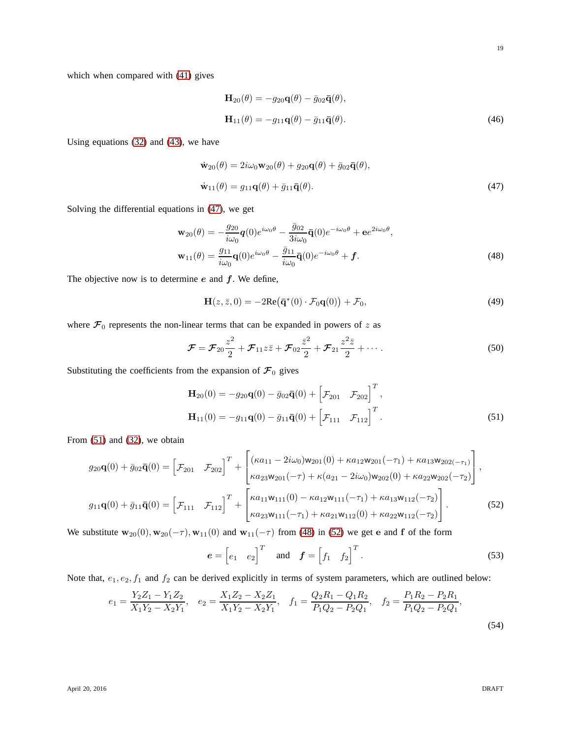which when compared with (41) gives

$$
\begin{aligned}
\mathbf{H}_{20}(\theta) &= -g_{20}\mathbf{q}(\theta) - \bar{g}_{02}\bar{\mathbf{q}}(\theta), \\
\mathbf{H}_{11}(\theta) &= -g_{11}\mathbf{q}(\theta) - \bar{g}_{11}\bar{\mathbf{q}}(\theta).
\end{aligned} \tag{46}
$$

Using equations (32) and (43), we have

$$
\begin{aligned}
\dot{\mathbf{w}}_{20}(\theta) &= 2i\omega_0\mathbf{w}_{20}(\theta) + g_{20}\mathbf{q}(\theta) + \bar{g}_{02}\bar{\mathbf{q}}(\theta), \\
\dot{\mathbf{w}}_{11}(\theta) &= g_{11}\mathbf{q}(\theta) + \bar{g}_{11}\bar{\mathbf{q}}(\theta).
\end{aligned} \tag{47}
$$

Solving the differential equations in (47), we get

$$
\begin{aligned}
\mathbf{w}_{20}(\theta) &= -\frac{g_{20}}{i\omega_0}\boldsymbol{q}(0)e^{i\omega_0\theta} - \frac{\bar{g}_{02}}{3i\omega_0}\bar{\mathbf{q}}(0)e^{-i\omega_0\theta} + \mathbf{e}e^{2i\omega_0\theta}, \\
\mathbf{w}_{11}(\theta) &= \frac{g_{11}}{i\omega_0}\mathbf{q}(0)e^{i\omega_0\theta} - \frac{\bar{g}_{11}}{i\omega_0}\bar{\mathbf{q}}(0)e^{-i\omega_0\theta} + \boldsymbol{f}.
\end{aligned} \tag{48}
$$

The objective now is to determine $\boldsymbol{e}$ and $\boldsymbol{f}$. We define,

$$
\mathbf{H}(z,\bar{z},0) = -2\mathrm{Re}\big(\bar{\mathbf{q}}^*(0)\cdot\mathcal{F}_0\mathbf{q}(0)\big) + \mathcal{F}_0, \tag{49}
$$

where $\boldsymbol{\mathcal{F}}_0$ represents the non-linear terms that can be expanded in powers of $z$ as

$$
\boldsymbol{\mathcal{F}} = \boldsymbol{\mathcal{F}}_{20}\frac{z^2}{2} + \boldsymbol{\mathcal{F}}_{11}z\bar{z} + \boldsymbol{\mathcal{F}}_{02}\frac{\bar{z}^2}{2} + \boldsymbol{\mathcal{F}}_{21}\frac{z^2\bar{z}}{2} + \cdots. \tag{50}
$$

Substituting the coefficients from the expansion of $\boldsymbol{\mathcal{F}}_0$ gives

$$
\begin{aligned}
\mathbf{H}_{20}(0) &= -g_{20}\mathbf{q}(0) - \bar{g}_{02}\bar{\mathbf{q}}(0) + \begin{bmatrix}\mathcal{F}_{201} & \mathcal{F}_{202}\end{bmatrix}^T, \\
\mathbf{H}_{11}(0) &= -g_{11}\mathbf{q}(0) - \bar{g}_{11}\bar{\mathbf{q}}(0) + \begin{bmatrix}\mathcal{F}_{111} & \mathcal{F}_{112}\end{bmatrix}^T.
\end{aligned} \tag{51}
$$

From (51) and (32), we obtain

$$
\begin{aligned}
g_{20}\mathbf{q}(0) + \bar{g}_{02}\bar{\mathbf{q}}(0) &= \begin{bmatrix}\mathcal{F}_{201} & \mathcal{F}_{202}\end{bmatrix}^T + \begin{bmatrix}(\kappa a_{11} - 2i\omega_0)\mathsf{w}_{201}(0) + \kappa a_{12}\mathsf{w}_{201}(-\tau_1) + \kappa a_{13}\mathsf{w}_{202(-\tau_1)} \\ \kappa a_{23}\mathsf{w}_{201}(-\tau) + \kappa(a_{21} - 2i\omega_0)\mathsf{w}_{202}(0) + \kappa a_{22}\mathsf{w}_{202}(-\tau_2)\end{bmatrix}, \\
g_{11}\mathbf{q}(0) + \bar{g}_{11}\bar{\mathbf{q}}(0) &= \begin{bmatrix}\mathcal{F}_{111} & \mathcal{F}_{112}\end{bmatrix}^T + \begin{bmatrix}\kappa a_{11}\mathsf{w}_{111}(0) - \kappa a_{12}\mathsf{w}_{111}(-\tau_1) + \kappa a_{13}\mathsf{w}_{112}(-\tau_2) \\ \kappa a_{23}\mathsf{w}_{111}(-\tau_1) + \kappa a_{21}\mathsf{w}_{112}(0) + \kappa a_{22}\mathsf{w}_{112}(-\tau_2)\end{bmatrix}.
\end{aligned} \tag{52}
$$

We substitute $\mathbf{w}_{20}(0), \mathbf{w}_{20}(-\tau), \mathbf{w}_{11}(0)$ and $\mathbf{w}_{11}(-\tau)$ from (48) in (52) we get $\mathbf{e}$ and $\mathbf{f}$ of the form

$$
\boldsymbol{e} = \begin{bmatrix}e_1 & e_2\end{bmatrix}^T \quad \text{and} \quad \boldsymbol{f} = \begin{bmatrix}f_1 & f_2\end{bmatrix}^T. \tag{53}
$$

Note that, $e_1, e_2, f_1$ and $f_2$ can be derived explicitly in terms of system parameters, which are outlined below:

$$
e_1 = \frac{Y_2Z_1 - Y_1Z_2}{X_1Y_2 - X_2Y_1}, \quad e_2 = \frac{X_1Z_2 - X_2Z_1}{X_1Y_2 - X_2Y_1}, \quad f_1 = \frac{Q_2R_1 - Q_1R_2}{P_1Q_2 - P_2Q_1}, \quad f_2 = \frac{P_1R_2 - P_2R_1}{P_1Q_2 - P_2Q_1}, \tag{54}
$$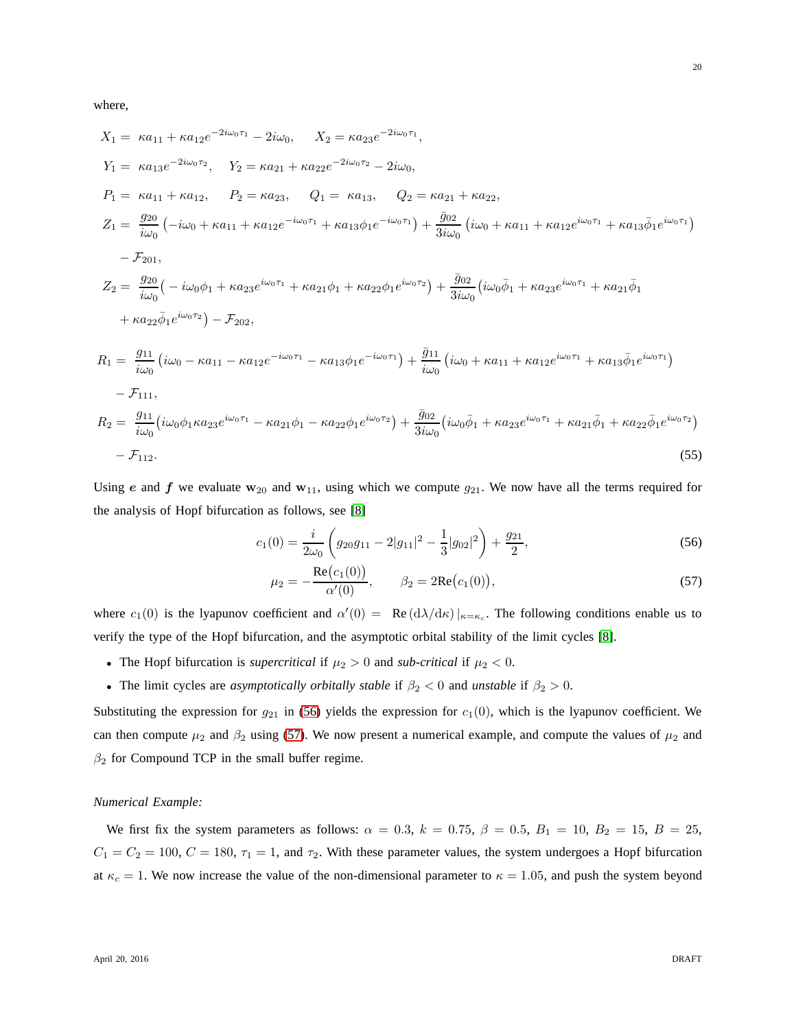where,

$$
\begin{aligned}
X_1 =&\ \kappa a_{11} + \kappa a_{12} e^{-2i\omega_0\tau_1} - 2i\omega_0, \quad X_2 = \kappa a_{23} e^{-2i\omega_0\tau_1}, \\
Y_1 =&\ \kappa a_{13} e^{-2i\omega_0\tau_2}, \quad Y_2 = \kappa a_{21} + \kappa a_{22} e^{-2i\omega_0\tau_2} - 2i\omega_0, \\
P_1 =&\ \kappa a_{11} + \kappa a_{12}, \quad P_2 = \kappa a_{23}, \quad Q_1 = \kappa a_{13}, \quad Q_2 = \kappa a_{21} + \kappa a_{22}, \\
Z_1 =&\ \frac{g_{20}}{i\omega_0}\left(-i\omega_0 + \kappa a_{11} + \kappa a_{12} e^{-i\omega_0\tau_1} + \kappa a_{13}\phi_1 e^{-i\omega_0\tau_1}\right) + \frac{\bar{g}_{02}}{3i\omega_0}\left(i\omega_0 + \kappa a_{11} + \kappa a_{12} e^{i\omega_0\tau_1} + \kappa a_{13}\bar{\phi}_1 e^{i\omega_0\tau_1}\right) \\
&- \mathcal{F}_{201}, \\
Z_2 =&\ \frac{g_{20}}{i\omega_0}\big(-i\omega_0\phi_1 + \kappa a_{23} e^{i\omega_0\tau_1} + \kappa a_{21}\phi_1 + \kappa a_{22}\phi_1 e^{i\omega_0\tau_2}\big) + \frac{\bar{g}_{02}}{3i\omega_0}\big(i\omega_0\bar{\phi}_1 + \kappa a_{23} e^{i\omega_0\tau_1} + \kappa a_{21}\bar{\phi}_1 \\
&+ \kappa a_{22}\bar{\phi}_1 e^{i\omega_0\tau_2}\big) - \mathcal{F}_{202}, \\
R_1 =&\ \frac{g_{11}}{i\omega_0}\left(i\omega_0 - \kappa a_{11} - \kappa a_{12} e^{-i\omega_0\tau_1} - \kappa a_{13}\phi_1 e^{-i\omega_0\tau_1}\right) + \frac{\bar{g}_{11}}{i\omega_0}\left(i\omega_0 + \kappa a_{11} + \kappa a_{12} e^{i\omega_0\tau_1} + \kappa a_{13}\bar{\phi}_1 e^{i\omega_0\tau_1}\right) \\
&- \mathcal{F}_{111}, \\
R_2 =&\ \frac{g_{11}}{i\omega_0}\big(i\omega_0\phi_1 \kappa a_{23} e^{i\omega_0\tau_1} - \kappa a_{21}\phi_1 - \kappa a_{22}\phi_1 e^{i\omega_0\tau_2}\big) + \frac{\bar{g}_{02}}{3i\omega_0}\big(i\omega_0\bar{\phi}_1 + \kappa a_{23} e^{i\omega_0\tau_1} + \kappa a_{21}\bar{\phi}_1 + \kappa a_{22}\bar{\phi}_1 e^{i\omega_0\tau_2}\big) \\
&- \mathcal{F}_{112}. \qquad (55)
\end{aligned}
$$

Using $\boldsymbol{e}$ and $\boldsymbol{f}$ we evaluate $\mathbf{w}_{20}$ and $\mathbf{w}_{11}$, using which we compute $g_{21}$. We now have all the terms required for the analysis of Hopf bifurcation as follows, see [8]

$$
c_1(0) = \frac{i}{2\omega_0}\left(g_{20}g_{11} - 2|g_{11}|^2 - \frac{1}{3}|g_{02}|^2\right) + \frac{g_{21}}{2}, \qquad (56)
$$

$$
\mu_2 = -\frac{\text{Re}\big(c_1(0)\big)}{\alpha'(0)}, \qquad \beta_2 = 2\text{Re}\big(c_1(0)\big), \qquad (57)
$$

where $c_1(0)$ is the lyapunov coefficient and $\alpha'(0) = \text{Re}\left(\mathrm{d}\lambda/\mathrm{d}\kappa\right)|_{\kappa=\kappa_c}$. The following conditions enable us to verify the type of the Hopf bifurcation, and the asymptotic orbital stability of the limit cycles [8].

- The Hopf bifurcation is *supercritical* if $\mu_2 > 0$ and *sub-critical* if $\mu_2 < 0$.
- The limit cycles are *asymptotically orbitally stable* if $\beta_2 < 0$ and *unstable* if $\beta_2 > 0$.

Substituting the expression for $g_{21}$ in (56) yields the expression for $c_1(0)$, which is the lyapunov coefficient. We can then compute $\mu_2$ and $\beta_2$ using (57). We now present a numerical example, and compute the values of $\mu_2$ and $\beta_2$ for Compound TCP in the small buffer regime.

*Numerical Example:*

We first fix the system parameters as follows: $\alpha = 0.3$, $k = 0.75$, $\beta = 0.5$, $B_1 = 10$, $B_2 = 15$, $B = 25$, $C_1 = C_2 = 100$, $C = 180$, $\tau_1 = 1$, and $\tau_2$. With these parameter values, the system undergoes a Hopf bifurcation at $\kappa_c = 1$. We now increase the value of the non-dimensional parameter to $\kappa = 1.05$, and push the system beyond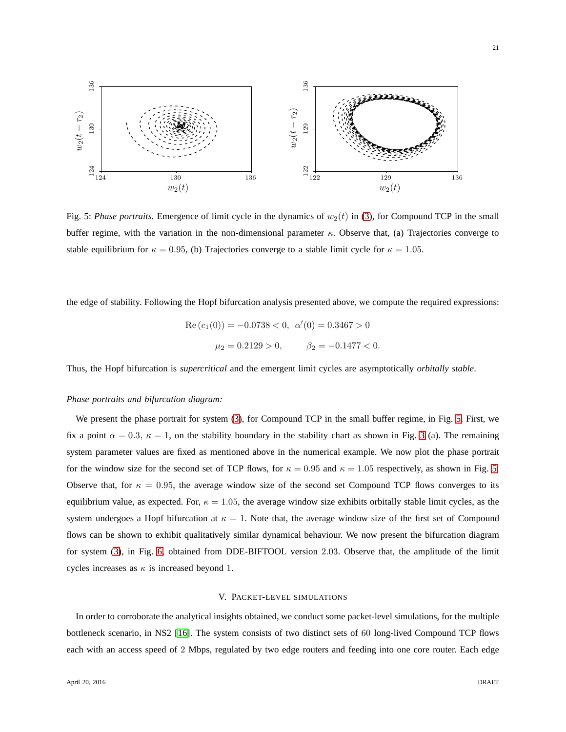Fig. 5: *Phase portraits.* Emergence of limit cycle in the dynamics of $w_2(t)$ in (3), for Compound TCP in the small buffer regime, with the variation in the non-dimensional parameter $\kappa$. Observe that, (a) Trajectories converge to stable equilibrium for $\kappa = 0.95$, (b) Trajectories converge to a stable limit cycle for $\kappa = 1.05$.

the edge of stability. Following the Hopf bifurcation analysis presented above, we compute the required expressions:

$$\operatorname{Re}\left(c_1(0)\right) = -0.0738 < 0, \;\; \alpha'(0) = 0.3467 > 0$$

$$\mu_2 = 0.2129 > 0, \qquad \beta_2 = -0.1477 < 0.$$

Thus, the Hopf bifurcation is *supercritical* and the emergent limit cycles are asymptotically *orbitally stable*.

*Phase portraits and bifurcation diagram:*

We present the phase portrait for system (3), for Compound TCP in the small buffer regime, in Fig. 5. First, we fix a point $\alpha = 0.3$, $\kappa = 1$, on the stability boundary in the stability chart as shown in Fig. 3 (a). The remaining system parameter values are fixed as mentioned above in the numerical example. We now plot the phase portrait for the window size for the second set of TCP flows, for $\kappa = 0.95$ and $\kappa = 1.05$ respectively, as shown in Fig. 5. Observe that, for $\kappa = 0.95$, the average window size of the second set Compound TCP flows converges to its equilibrium value, as expected. For, $\kappa = 1.05$, the average window size exhibits orbitally stable limit cycles, as the system undergoes a Hopf bifurcation at $\kappa = 1$. Note that, the average window size of the first set of Compound flows can be shown to exhibit qualitatively similar dynamical behaviour. We now present the bifurcation diagram for system (3), in Fig. 6, obtained from DDE-BIFTOOL version 2.03. Observe that, the amplitude of the limit cycles increases as $\kappa$ is increased beyond 1.

## V. Packet-level simulations

In order to corroborate the analytical insights obtained, we conduct some packet-level simulations, for the multiple bottleneck scenario, in NS2 [16]. The system consists of two distinct sets of 60 long-lived Compound TCP flows each with an access speed of 2 Mbps, regulated by two edge routers and feeding into one core router. Each edge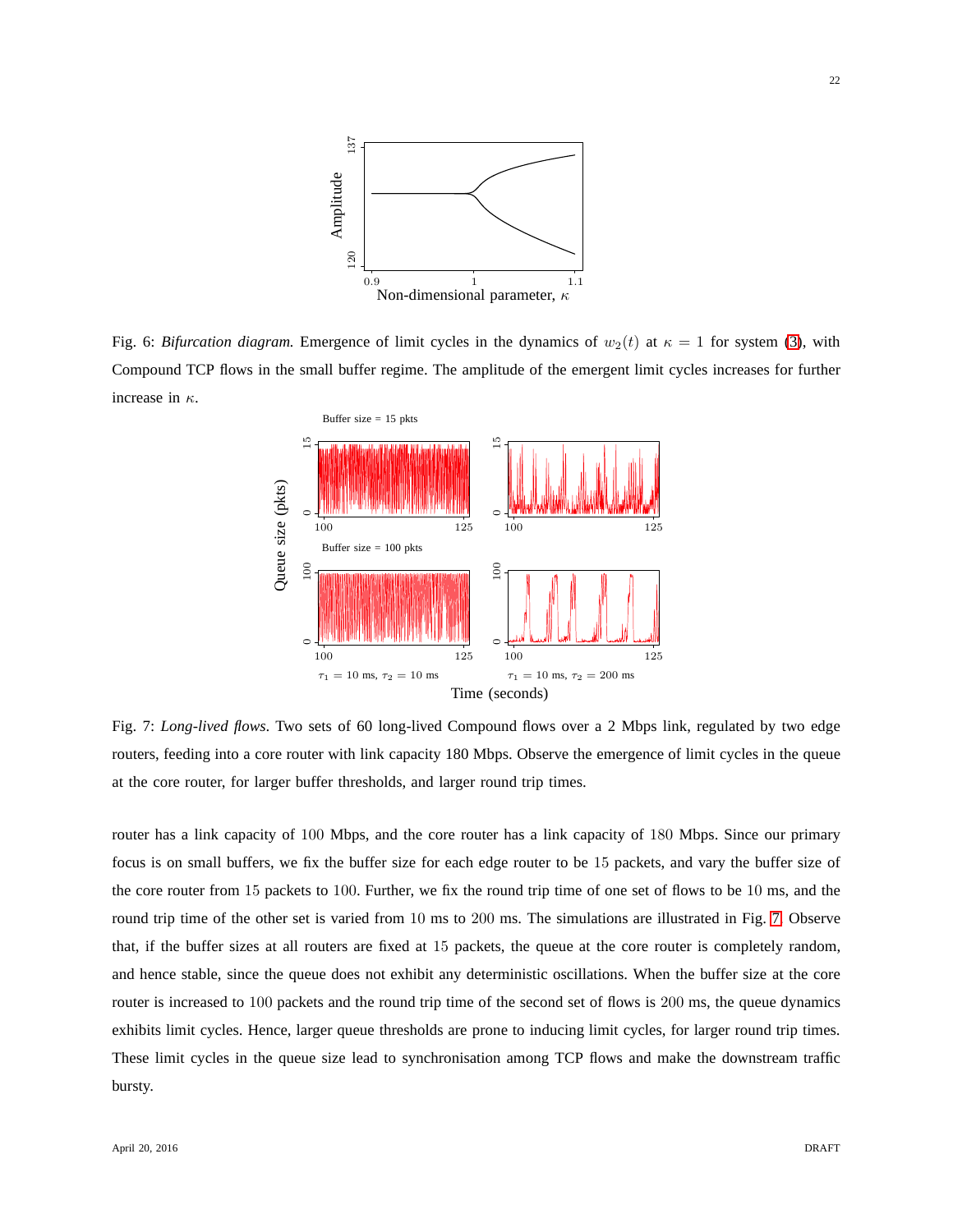Fig. 6: *Bifurcation diagram.* Emergence of limit cycles in the dynamics of $w_2(t)$ at $\kappa = 1$ for system (3), with Compound TCP flows in the small buffer regime. The amplitude of the emergent limit cycles increases for further increase in $\kappa$.

Fig. 7: *Long-lived flows*. Two sets of 60 long-lived Compound flows over a 2 Mbps link, regulated by two edge routers, feeding into a core router with link capacity 180 Mbps. Observe the emergence of limit cycles in the queue at the core router, for larger buffer thresholds, and larger round trip times.

router has a link capacity of 100 Mbps, and the core router has a link capacity of 180 Mbps. Since our primary focus is on small buffers, we fix the buffer size for each edge router to be 15 packets, and vary the buffer size of the core router from 15 packets to 100. Further, we fix the round trip time of one set of flows to be 10 ms, and the round trip time of the other set is varied from 10 ms to 200 ms. The simulations are illustrated in Fig. 7. Observe that, if the buffer sizes at all routers are fixed at 15 packets, the queue at the core router is completely random, and hence stable, since the queue does not exhibit any deterministic oscillations. When the buffer size at the core router is increased to 100 packets and the round trip time of the second set of flows is 200 ms, the queue dynamics exhibits limit cycles. Hence, larger queue thresholds are prone to inducing limit cycles, for larger round trip times. These limit cycles in the queue size lead to synchronisation among TCP flows and make the downstream traffic bursty.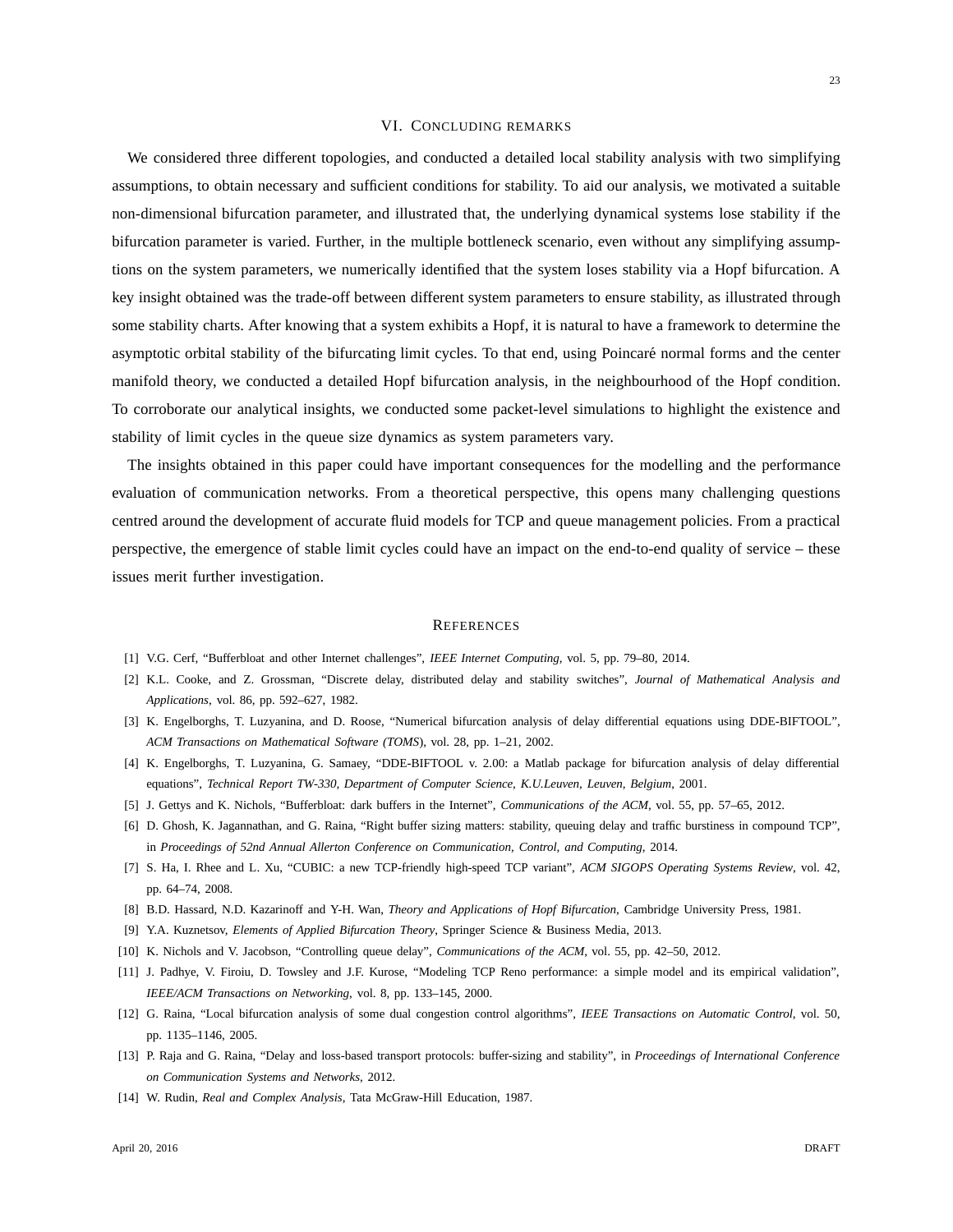## VI. Concluding remarks

We considered three different topologies, and conducted a detailed local stability analysis with two simplifying assumptions, to obtain necessary and sufficient conditions for stability. To aid our analysis, we motivated a suitable non-dimensional bifurcation parameter, and illustrated that, the underlying dynamical systems lose stability if the bifurcation parameter is varied. Further, in the multiple bottleneck scenario, even without any simplifying assumptions on the system parameters, we numerically identified that the system loses stability via a Hopf bifurcation. A key insight obtained was the trade-off between different system parameters to ensure stability, as illustrated through some stability charts. After knowing that a system exhibits a Hopf, it is natural to have a framework to determine the asymptotic orbital stability of the bifurcating limit cycles. To that end, using Poincaré normal forms and the center manifold theory, we conducted a detailed Hopf bifurcation analysis, in the neighbourhood of the Hopf condition. To corroborate our analytical insights, we conducted some packet-level simulations to highlight the existence and stability of limit cycles in the queue size dynamics as system parameters vary.

The insights obtained in this paper could have important consequences for the modelling and the performance evaluation of communication networks. From a theoretical perspective, this opens many challenging questions centred around the development of accurate fluid models for TCP and queue management policies. From a practical perspective, the emergence of stable limit cycles could have an impact on the end-to-end quality of service – these issues merit further investigation.

## References

[1] V.G. Cerf, "Bufferbloat and other Internet challenges", *IEEE Internet Computing*, vol. 5, pp. 79–80, 2014.

[2] K.L. Cooke, and Z. Grossman, "Discrete delay, distributed delay and stability switches", *Journal of Mathematical Analysis and Applications*, vol. 86, pp. 592–627, 1982.

[3] K. Engelborghs, T. Luzyanina, and D. Roose, "Numerical bifurcation analysis of delay differential equations using DDE-BIFTOOL", *ACM Transactions on Mathematical Software (TOMS)*, vol. 28, pp. 1–21, 2002.

[4] K. Engelborghs, T. Luzyanina, G. Samaey, "DDE-BIFTOOL v. 2.00: a Matlab package for bifurcation analysis of delay differential equations", *Technical Report TW-330, Department of Computer Science, K.U.Leuven, Leuven, Belgium*, 2001.

[5] J. Gettys and K. Nichols, "Bufferbloat: dark buffers in the Internet", *Communications of the ACM*, vol. 55, pp. 57–65, 2012.

[6] D. Ghosh, K. Jagannathan, and G. Raina, "Right buffer sizing matters: stability, queuing delay and traffic burstiness in compound TCP", in *Proceedings of 52nd Annual Allerton Conference on Communication, Control, and Computing*, 2014.

[7] S. Ha, I. Rhee and L. Xu, "CUBIC: a new TCP-friendly high-speed TCP variant", *ACM SIGOPS Operating Systems Review*, vol. 42, pp. 64–74, 2008.

[8] B.D. Hassard, N.D. Kazarinoff and Y-H. Wan, *Theory and Applications of Hopf Bifurcation*, Cambridge University Press, 1981.

[9] Y.A. Kuznetsov, *Elements of Applied Bifurcation Theory*, Springer Science & Business Media, 2013.

[10] K. Nichols and V. Jacobson, "Controlling queue delay", *Communications of the ACM*, vol. 55, pp. 42–50, 2012.

[11] J. Padhye, V. Firoiu, D. Towsley and J.F. Kurose, "Modeling TCP Reno performance: a simple model and its empirical validation", *IEEE/ACM Transactions on Networking*, vol. 8, pp. 133–145, 2000.

[12] G. Raina, "Local bifurcation analysis of some dual congestion control algorithms", *IEEE Transactions on Automatic Control*, vol. 50, pp. 1135–1146, 2005.

[13] P. Raja and G. Raina, "Delay and loss-based transport protocols: buffer-sizing and stability", in *Proceedings of International Conference on Communication Systems and Networks*, 2012.

[14] W. Rudin, *Real and Complex Analysis*, Tata McGraw-Hill Education, 1987.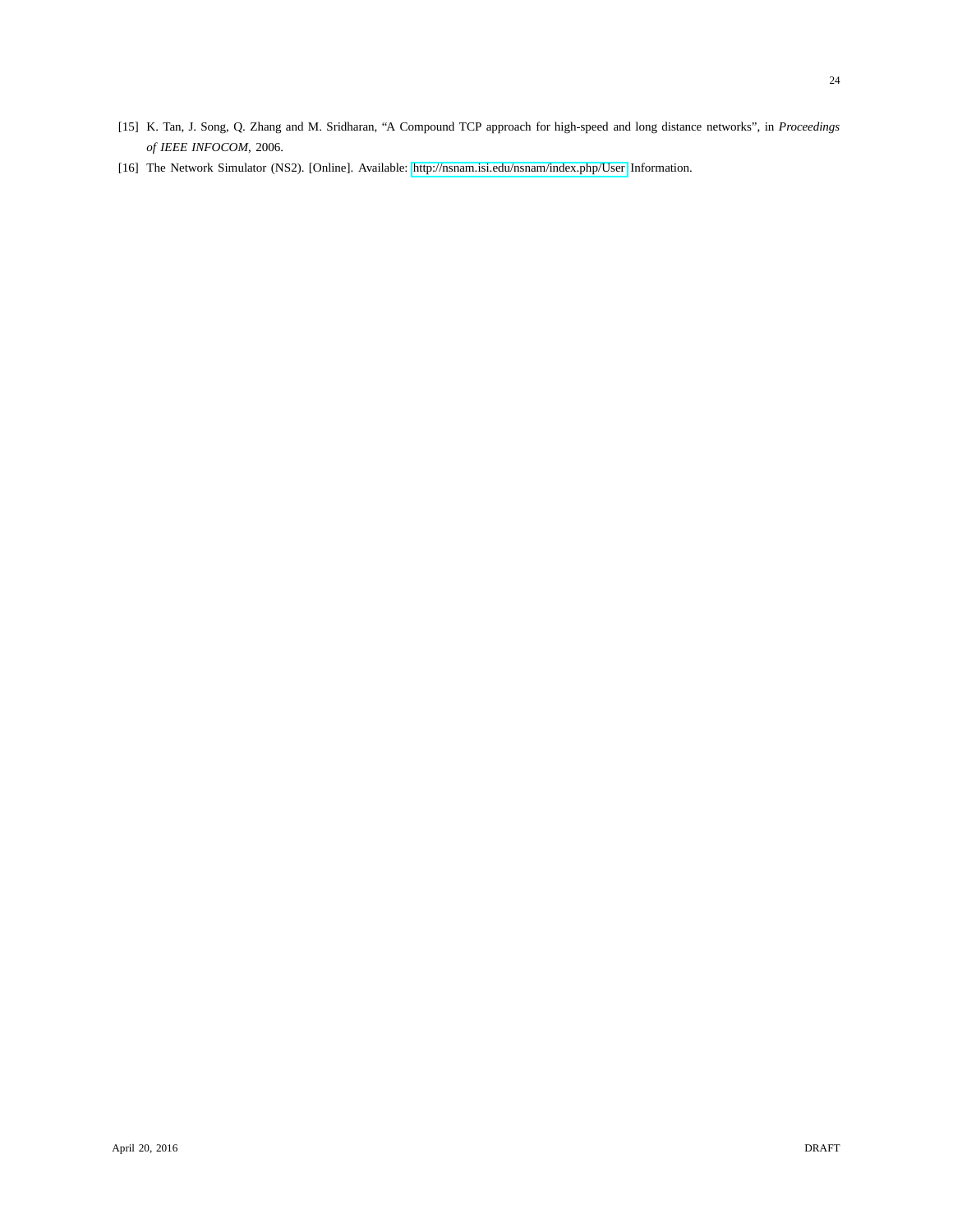[15] K. Tan, J. Song, Q. Zhang and M. Sridharan, "A Compound TCP approach for high-speed and long distance networks", in *Proceedings of IEEE INFOCOM*, 2006.

[16] The Network Simulator (NS2). [Online]. Available: http://nsnam.isi.edu/nsnam/index.php/User Information.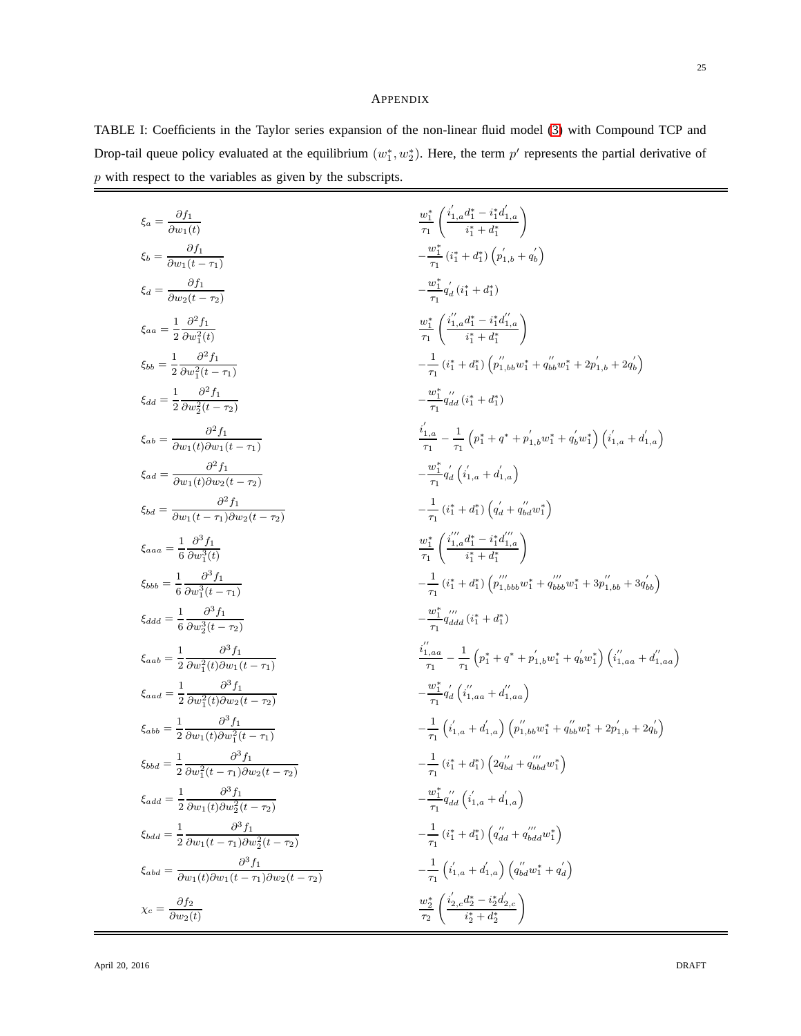# APPENDIX

TABLE I: Coefficients in the Taylor series expansion of the non-linear fluid model (3) with Compound TCP and Drop-tail queue policy evaluated at the equilibrium $(w_1^*, w_2^*)$. Here, the term $p'$ represents the partial derivative of $p$ with respect to the variables as given by the subscripts.

| | |
|---|---|
| $\xi_a = \dfrac{\partial f_1}{\partial w_1(t)}$ | $\dfrac{w_1^*}{\tau_1}\left(\dfrac{i_{1,a}^{'}d_1^* - i_1^* d_{1,a}^{'}}{i_1^*+d_1^*}\right)$ |
| $\xi_b = \dfrac{\partial f_1}{\partial w_1(t-\tau_1)}$ | $-\dfrac{w_1^*}{\tau_1}\left(i_1^*+d_1^*\right)\left(p_{1,b}^{'}+q_b^{'}\right)$ |
| $\xi_d = \dfrac{\partial f_1}{\partial w_2(t-\tau_2)}$ | $-\dfrac{w_1^*}{\tau_1}q_d^{'}\left(i_1^*+d_1^*\right)$ |
| $\xi_{aa} = \dfrac{1}{2}\dfrac{\partial^2 f_1}{\partial w_1^2(t)}$ | $\dfrac{w_1^*}{\tau_1}\left(\dfrac{i_{1,a}^{''}d_1^* - i_1^* d_{1,a}^{''}}{i_1^*+d_1^*}\right)$ |
| $\xi_{bb} = \dfrac{1}{2}\dfrac{\partial^2 f_1}{\partial w_1^2(t-\tau_1)}$ | $-\dfrac{1}{\tau_1}\left(i_1^*+d_1^*\right)\left(p_{1,bb}^{''}w_1^* + q_{bb}^{''}w_1^* + 2p_{1,b}^{'} + 2q_b^{'}\right)$ |
| $\xi_{dd} = \dfrac{1}{2}\dfrac{\partial^2 f_1}{\partial w_2^2(t-\tau_2)}$ | $-\dfrac{w_1^*}{\tau_1}q_{dd}^{''}\left(i_1^*+d_1^*\right)$ |
| $\xi_{ab} = \dfrac{\partial^2 f_1}{\partial w_1(t)\partial w_1(t-\tau_1)}$ | $\dfrac{i_{1,a}^{'}}{\tau_1} - \dfrac{1}{\tau_1}\left(p_1^* + q^* + p_{1,b}^{'}w_1^* + q_b^{'}w_1^*\right)\left(i_{1,a}^{'}+d_{1,a}^{'}\right)$ |
| $\xi_{ad} = \dfrac{\partial^2 f_1}{\partial w_1(t)\partial w_2(t-\tau_2)}$ | $-\dfrac{w_1^*}{\tau_1}q_d^{'}\left(i_{1,a}^{'}+d_{1,a}^{'}\right)$ |
| $\xi_{bd} = \dfrac{\partial^2 f_1}{\partial w_1(t-\tau_1)\partial w_2(t-\tau_2)}$ | $-\dfrac{1}{\tau_1}\left(i_1^*+d_1^*\right)\left(q_d^{'}+q_{bd}^{''}w_1^*\right)$ |
| $\xi_{aaa} = \dfrac{1}{6}\dfrac{\partial^3 f_1}{\partial w_1^3(t)}$ | $\dfrac{w_1^*}{\tau_1}\left(\dfrac{i_{1,a}^{'''}d_1^* - i_1^* d_{1,a}^{'''}}{i_1^*+d_1^*}\right)$ |
| $\xi_{bbb} = \dfrac{1}{6}\dfrac{\partial^3 f_1}{\partial w_1^3(t-\tau_1)}$ | $-\dfrac{1}{\tau_1}\left(i_1^*+d_1^*\right)\left(p_{1,bbb}^{'''}w_1^* + q_{bbb}^{'''}w_1^* + 3p_{1,bb}^{''} + 3q_{bb}^{'}\right)$ |
| $\xi_{ddd} = \dfrac{1}{6}\dfrac{\partial^3 f_1}{\partial w_2^3(t-\tau_2)}$ | $-\dfrac{w_1^*}{\tau_1}q_{ddd}^{'''}\left(i_1^*+d_1^*\right)$ |
| $\xi_{aab} = \dfrac{1}{2}\dfrac{\partial^3 f_1}{\partial w_1^2(t)\partial w_1(t-\tau_1)}$ | $\dfrac{i_{1,aa}^{''}}{\tau_1} - \dfrac{1}{\tau_1}\left(p_1^* + q^* + p_{1,b}^{'}w_1^* + q_b^{'}w_1^*\right)\left(i_{1,aa}^{''}+d_{1,aa}^{''}\right)$ |
| $\xi_{aad} = \dfrac{1}{2}\dfrac{\partial^3 f_1}{\partial w_1^2(t)\partial w_2(t-\tau_2)}$ | $-\dfrac{w_1^*}{\tau_1}q_d^{'}\left(i_{1,aa}^{''}+d_{1,aa}^{''}\right)$ |
| $\xi_{abb} = \dfrac{1}{2}\dfrac{\partial^3 f_1}{\partial w_1(t)\partial w_1^2(t-\tau_1)}$ | $-\dfrac{1}{\tau_1}\left(i_{1,a}^{'}+d_{1,a}^{'}\right)\left(p_{1,bb}^{''}w_1^* + q_{bb}^{''}w_1^* + 2p_{1,b}^{'} + 2q_b^{'}\right)$ |
| $\xi_{bbd} = \dfrac{1}{2}\dfrac{\partial^3 f_1}{\partial w_1^2(t-\tau_1)\partial w_2(t-\tau_2)}$ | $-\dfrac{1}{\tau_1}\left(i_1^*+d_1^*\right)\left(2q_{bd}^{''}+q_{bbd}^{'''}w_1^*\right)$ |
| $\xi_{add} = \dfrac{1}{2}\dfrac{\partial^3 f_1}{\partial w_1(t)\partial w_2^2(t-\tau_2)}$ | $-\dfrac{w_1^*}{\tau_1}q_{dd}^{''}\left(i_{1,a}^{'}+d_{1,a}^{'}\right)$ |
| $\xi_{bdd} = \dfrac{1}{2}\dfrac{\partial^3 f_1}{\partial w_1(t-\tau_1)\partial w_2^2(t-\tau_2)}$ | $-\dfrac{1}{\tau_1}\left(i_1^*+d_1^*\right)\left(q_{dd}^{''}+q_{bdd}^{'''}w_1^*\right)$ |
| $\xi_{abd} = \dfrac{\partial^3 f_1}{\partial w_1(t)\partial w_1(t-\tau_1)\partial w_2(t-\tau_2)}$ | $-\dfrac{1}{\tau_1}\left(i_{1,a}^{'}+d_{1,a}^{'}\right)\left(q_{bd}^{''}w_1^*+q_d^{'}\right)$ |
| $\chi_c = \dfrac{\partial f_2}{\partial w_2(t)}$ | $\dfrac{w_2^*}{\tau_2}\left(\dfrac{i_{2,c}^{'}d_2^* - i_2^* d_{2,c}^{'}}{i_2^*+d_2^*}\right)$ |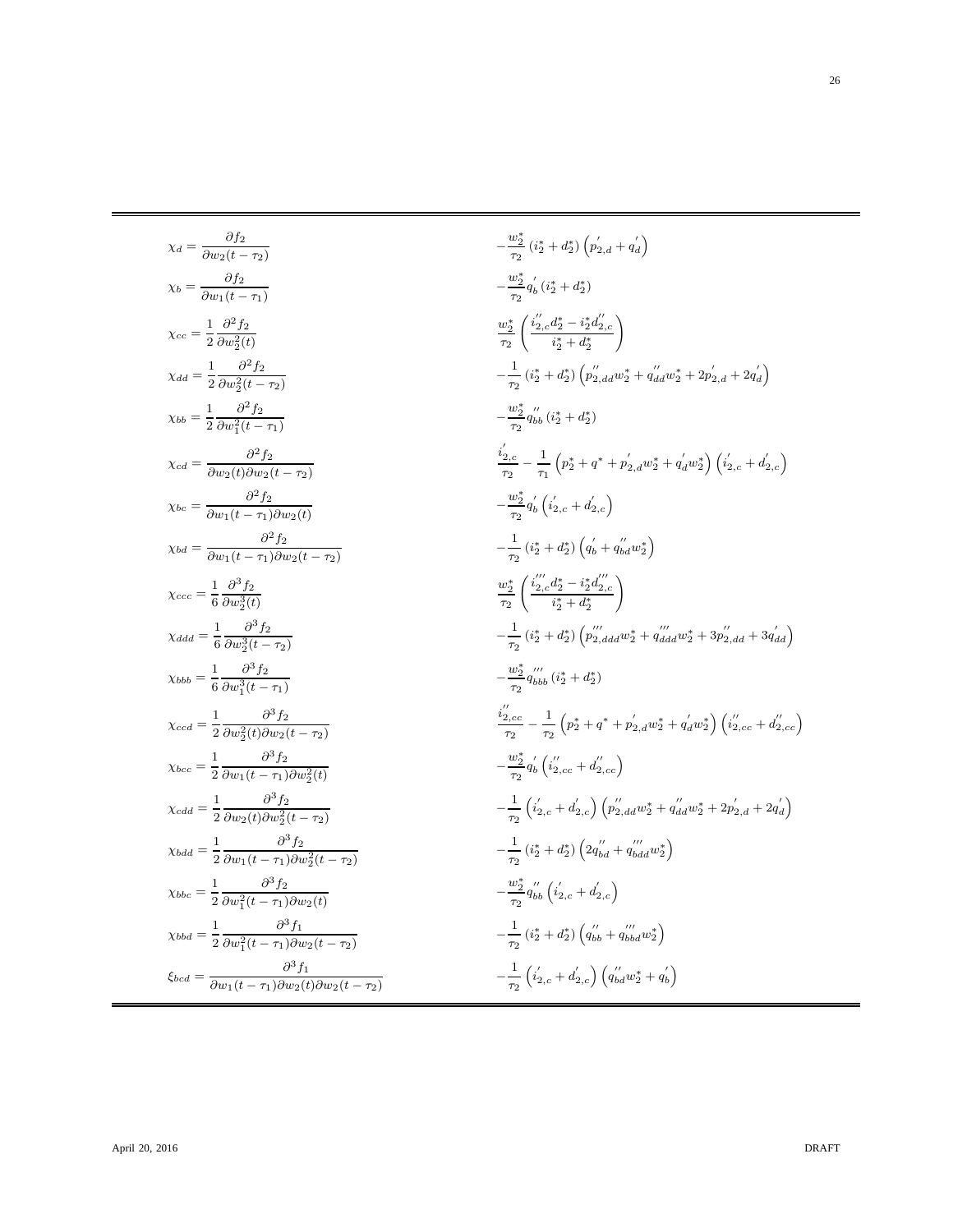$$\chi_d = \frac{\partial f_2}{\partial w_2(t-\tau_2)} \qquad -\frac{w_2^*}{\tau_2}\left(i_2^* + d_2^*\right)\left(p_{2,d}^{'} + q_d^{'}\right)$$

$$\chi_b = \frac{\partial f_2}{\partial w_1(t-\tau_1)} \qquad -\frac{w_2^*}{\tau_2} q_b^{'}\left(i_2^* + d_2^*\right)$$

$$\chi_{cc} = \frac{1}{2}\frac{\partial^2 f_2}{\partial w_2^2(t)} \qquad \frac{w_2^*}{\tau_2}\left(\frac{i_{2,c}^{''} d_2^* - i_2^* d_{2,c}^{''}}{i_2^* + d_2^*}\right)$$

$$\chi_{dd} = \frac{1}{2}\frac{\partial^2 f_2}{\partial w_2^2(t-\tau_2)} \qquad -\frac{1}{\tau_2}\left(i_2^* + d_2^*\right)\left(p_{2,dd}^{''} w_2^* + q_{dd}^{''} w_2^* + 2p_{2,d}^{'} + 2q_d^{'}\right)$$

$$\chi_{bb} = \frac{1}{2}\frac{\partial^2 f_2}{\partial w_1^2(t-\tau_1)} \qquad -\frac{w_2^*}{\tau_2} q_{bb}^{''}\left(i_2^* + d_2^*\right)$$

$$\chi_{cd} = \frac{\partial^2 f_2}{\partial w_2(t)\partial w_2(t-\tau_2)} \qquad \frac{i_{2,c}^{'}}{\tau_2} - \frac{1}{\tau_1}\left(p_2^* + q^* + p_{2,d}^{'} w_2^* + q_d^{'} w_2^*\right)\left(i_{2,c}^{'} + d_{2,c}^{'}\right)$$

$$\chi_{bc} = \frac{\partial^2 f_2}{\partial w_1(t-\tau_1)\partial w_2(t)} \qquad -\frac{w_2^*}{\tau_2} q_b^{'}\left(i_{2,c}^{'} + d_{2,c}^{'}\right)$$

$$\chi_{bd} = \frac{\partial^2 f_2}{\partial w_1(t-\tau_1)\partial w_2(t-\tau_2)} \qquad -\frac{1}{\tau_2}\left(i_2^* + d_2^*\right)\left(q_b^{'} + q_{bd}^{''} w_2^*\right)$$

$$\chi_{ccc} = \frac{1}{6}\frac{\partial^3 f_2}{\partial w_2^3(t)} \qquad \frac{w_2^*}{\tau_2}\left(\frac{i_{2,c}^{'''} d_2^* - i_2^* d_{2,c}^{'''}}{i_2^* + d_2^*}\right)$$

$$\chi_{ddd} = \frac{1}{6}\frac{\partial^3 f_2}{\partial w_2^3(t-\tau_2)} \qquad -\frac{1}{\tau_2}\left(i_2^* + d_2^*\right)\left(p_{2,ddd}^{'''} w_2^* + q_{ddd}^{'''} w_2^* + 3p_{2,dd}^{''} + 3q_{dd}^{'}\right)$$

$$\chi_{bbb} = \frac{1}{6}\frac{\partial^3 f_2}{\partial w_1^3(t-\tau_1)} \qquad -\frac{w_2^*}{\tau_2} q_{bbb}^{'''}\left(i_2^* + d_2^*\right)$$

$$\chi_{ccd} = \frac{1}{2}\frac{\partial^3 f_2}{\partial w_2^2(t)\partial w_2(t-\tau_2)} \qquad \frac{i_{2,cc}^{''}}{\tau_2} - \frac{1}{\tau_2}\left(p_2^* + q^* + p_{2,d}^{'} w_2^* + q_d^{'} w_2^*\right)\left(i_{2,cc}^{''} + d_{2,cc}^{''}\right)$$

$$\chi_{bcc} = \frac{1}{2}\frac{\partial^3 f_2}{\partial w_1(t-\tau_1)\partial w_2^2(t)} \qquad -\frac{w_2^*}{\tau_2} q_b^{'}\left(i_{2,cc}^{''} + d_{2,cc}^{''}\right)$$

$$\chi_{cdd} = \frac{1}{2}\frac{\partial^3 f_2}{\partial w_2(t)\partial w_2^2(t-\tau_2)} \qquad -\frac{1}{\tau_2}\left(i_{2,c}^{'} + d_{2,c}^{'}\right)\left(p_{2,dd}^{''} w_2^* + q_{dd}^{''} w_2^* + 2p_{2,d}^{'} + 2q_d^{'}\right)$$

$$\chi_{bdd} = \frac{1}{2}\frac{\partial^3 f_2}{\partial w_1(t-\tau_1)\partial w_2^2(t-\tau_2)} \qquad -\frac{1}{\tau_2}\left(i_2^* + d_2^*\right)\left(2q_{bd}^{''} + q_{bdd}^{'''} w_2^*\right)$$

$$\chi_{bbc} = \frac{1}{2}\frac{\partial^3 f_2}{\partial w_1^2(t-\tau_1)\partial w_2(t)} \qquad -\frac{w_2^*}{\tau_2} q_{bb}^{''}\left(i_{2,c}^{'} + d_{2,c}^{'}\right)$$

$$\chi_{bbd} = \frac{1}{2}\frac{\partial^3 f_1}{\partial w_1^2(t-\tau_1)\partial w_2(t-\tau_2)} \qquad -\frac{1}{\tau_2}\left(i_2^* + d_2^*\right)\left(q_{bb}^{''} + q_{bbd}^{'''} w_2^*\right)$$

$$\xi_{bcd} = \frac{\partial^3 f_1}{\partial w_1(t-\tau_1)\partial w_2(t)\partial w_2(t-\tau_2)} \qquad -\frac{1}{\tau_2}\left(i_{2,c}^{'} + d_{2,c}^{'}\right)\left(q_{bd}^{''} w_2^* + q_b^{'}\right)$$